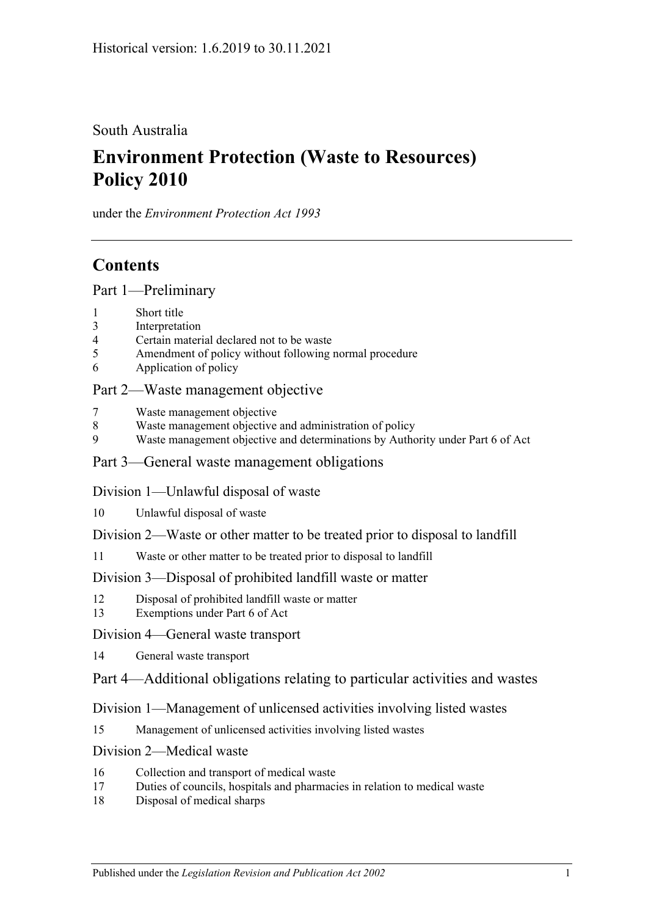Historical version: 1.6.2019 to 30.11.2021

South Australia

# Environment Protection (Waste to Resources) Policy 2010

under the *Environment Protection Act 1993*

## Contents

### Part 1—Preliminary

1 Short title
3 Interpretation
4 Certain material declared not to be waste
5 Amendment of policy without following normal procedure
6 Application of policy

### Part 2—Waste management objective

7 Waste management objective
8 Waste management objective and administration of policy
9 Waste management objective and determinations by Authority under Part 6 of Act

### Part 3—General waste management obligations

#### Division 1—Unlawful disposal of waste

10 Unlawful disposal of waste

#### Division 2—Waste or other matter to be treated prior to disposal to landfill

11 Waste or other matter to be treated prior to disposal to landfill

#### Division 3—Disposal of prohibited landfill waste or matter

12 Disposal of prohibited landfill waste or matter
13 Exemptions under Part 6 of Act

#### Division 4—General waste transport

14 General waste transport

### Part 4—Additional obligations relating to particular activities and wastes

#### Division 1—Management of unlicensed activities involving listed wastes

15 Management of unlicensed activities involving listed wastes

#### Division 2—Medical waste

16 Collection and transport of medical waste
17 Duties of councils, hospitals and pharmacies in relation to medical waste
18 Disposal of medical sharps

Published under the *Legislation Revision and Publication Act 2002*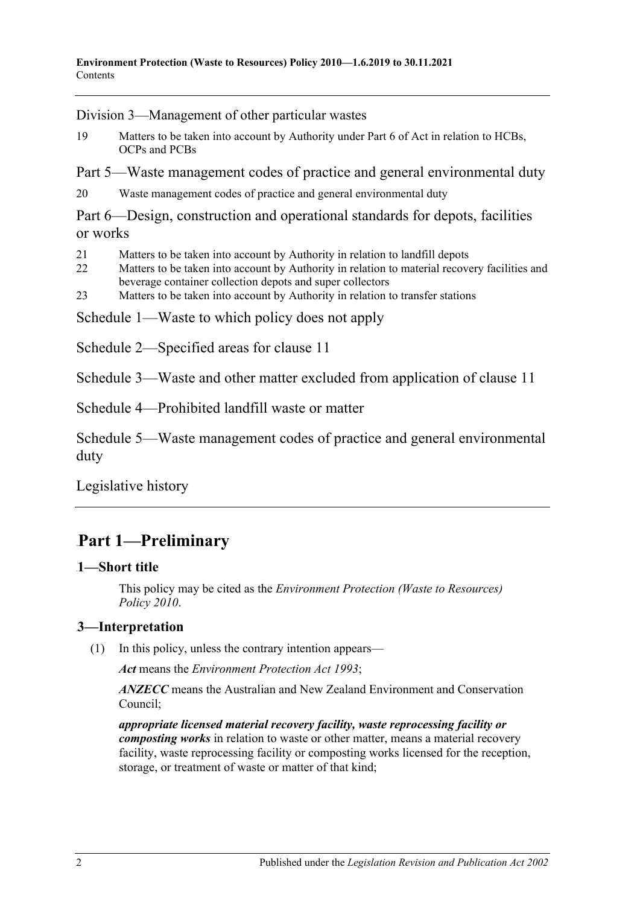Division 3—Management of other particular wastes

19 Matters to be taken into account by Authority under Part 6 of Act in relation to HCBs, OCPs and PCBs

Part 5—Waste management codes of practice and general environmental duty

20 Waste management codes of practice and general environmental duty

Part 6—Design, construction and operational standards for depots, facilities or works

21 Matters to be taken into account by Authority in relation to landfill depots

22 Matters to be taken into account by Authority in relation to material recovery facilities and beverage container collection depots and super collectors

23 Matters to be taken into account by Authority in relation to transfer stations

Schedule 1—Waste to which policy does not apply

Schedule 2—Specified areas for clause 11

Schedule 3—Waste and other matter excluded from application of clause 11

Schedule 4—Prohibited landfill waste or matter

Schedule 5—Waste management codes of practice and general environmental duty

Legislative history

# Part 1—Preliminary

## 1—Short title

This policy may be cited as the *Environment Protection (Waste to Resources) Policy 2010*.

## 3—Interpretation

(1) In this policy, unless the contrary intention appears—

***Act*** means the *Environment Protection Act 1993*;

***ANZECC*** means the Australian and New Zealand Environment and Conservation Council;

***appropriate licensed material recovery facility, waste reprocessing facility or composting works*** in relation to waste or other matter, means a material recovery facility, waste reprocessing facility or composting works licensed for the reception, storage, or treatment of waste or matter of that kind;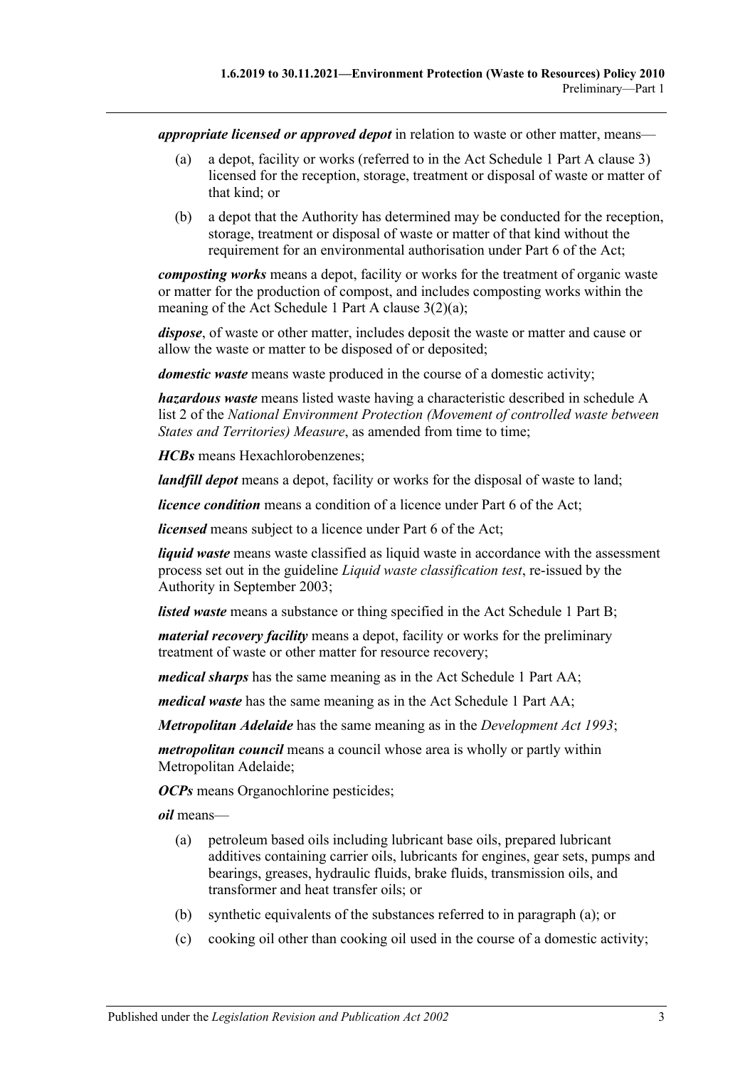***appropriate licensed or approved depot*** in relation to waste or other matter, means—

(a) a depot, facility or works (referred to in the Act Schedule 1 Part A clause 3) licensed for the reception, storage, treatment or disposal of waste or matter of that kind; or

(b) a depot that the Authority has determined may be conducted for the reception, storage, treatment or disposal of waste or matter of that kind without the requirement for an environmental authorisation under Part 6 of the Act;

***composting works*** means a depot, facility or works for the treatment of organic waste or matter for the production of compost, and includes composting works within the meaning of the Act Schedule 1 Part A clause 3(2)(a);

***dispose***, of waste or other matter, includes deposit the waste or matter and cause or allow the waste or matter to be disposed of or deposited;

***domestic waste*** means waste produced in the course of a domestic activity;

***hazardous waste*** means listed waste having a characteristic described in schedule A list 2 of the *National Environment Protection (Movement of controlled waste between States and Territories) Measure*, as amended from time to time;

***HCBs*** means Hexachlorobenzenes;

***landfill depot*** means a depot, facility or works for the disposal of waste to land;

***licence condition*** means a condition of a licence under Part 6 of the Act;

***licensed*** means subject to a licence under Part 6 of the Act;

***liquid waste*** means waste classified as liquid waste in accordance with the assessment process set out in the guideline *Liquid waste classification test*, re-issued by the Authority in September 2003;

***listed waste*** means a substance or thing specified in the Act Schedule 1 Part B;

***material recovery facility*** means a depot, facility or works for the preliminary treatment of waste or other matter for resource recovery;

***medical sharps*** has the same meaning as in the Act Schedule 1 Part AA;

***medical waste*** has the same meaning as in the Act Schedule 1 Part AA;

***Metropolitan Adelaide*** has the same meaning as in the *Development Act 1993*;

***metropolitan council*** means a council whose area is wholly or partly within Metropolitan Adelaide;

***OCPs*** means Organochlorine pesticides;

***oil*** means—

(a) petroleum based oils including lubricant base oils, prepared lubricant additives containing carrier oils, lubricants for engines, gear sets, pumps and bearings, greases, hydraulic fluids, brake fluids, transmission oils, and transformer and heat transfer oils; or

(b) synthetic equivalents of the substances referred to in paragraph (a); or

(c) cooking oil other than cooking oil used in the course of a domestic activity;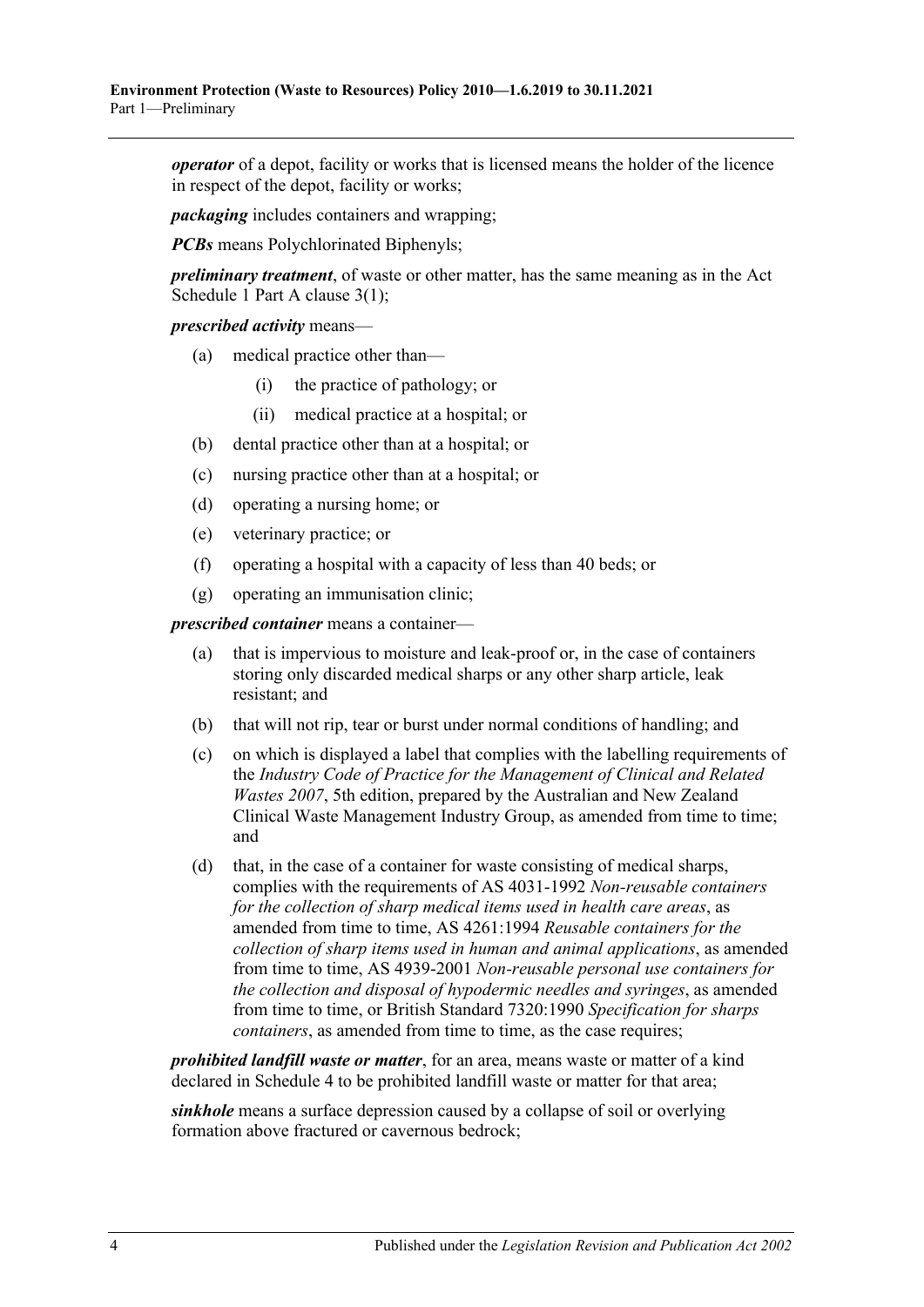***operator*** of a depot, facility or works that is licensed means the holder of the licence in respect of the depot, facility or works;

***packaging*** includes containers and wrapping;

***PCBs*** means Polychlorinated Biphenyls;

***preliminary treatment***, of waste or other matter, has the same meaning as in the Act Schedule 1 Part A clause 3(1);

***prescribed activity*** means—

(a) medical practice other than—

  (i) the practice of pathology; or

  (ii) medical practice at a hospital; or

(b) dental practice other than at a hospital; or

(c) nursing practice other than at a hospital; or

(d) operating a nursing home; or

(e) veterinary practice; or

(f) operating a hospital with a capacity of less than 40 beds; or

(g) operating an immunisation clinic;

***prescribed container*** means a container—

(a) that is impervious to moisture and leak-proof or, in the case of containers storing only discarded medical sharps or any other sharp article, leak resistant; and

(b) that will not rip, tear or burst under normal conditions of handling; and

(c) on which is displayed a label that complies with the labelling requirements of the *Industry Code of Practice for the Management of Clinical and Related Wastes 2007*, 5th edition, prepared by the Australian and New Zealand Clinical Waste Management Industry Group, as amended from time to time; and

(d) that, in the case of a container for waste consisting of medical sharps, complies with the requirements of AS 4031-1992 *Non-reusable containers for the collection of sharp medical items used in health care areas*, as amended from time to time, AS 4261:1994 *Reusable containers for the collection of sharp items used in human and animal applications*, as amended from time to time, AS 4939-2001 *Non-reusable personal use containers for the collection and disposal of hypodermic needles and syringes*, as amended from time to time, or British Standard 7320:1990 *Specification for sharps containers*, as amended from time to time, as the case requires;

***prohibited landfill waste or matter***, for an area, means waste or matter of a kind declared in Schedule 4 to be prohibited landfill waste or matter for that area;

***sinkhole*** means a surface depression caused by a collapse of soil or overlying formation above fractured or cavernous bedrock;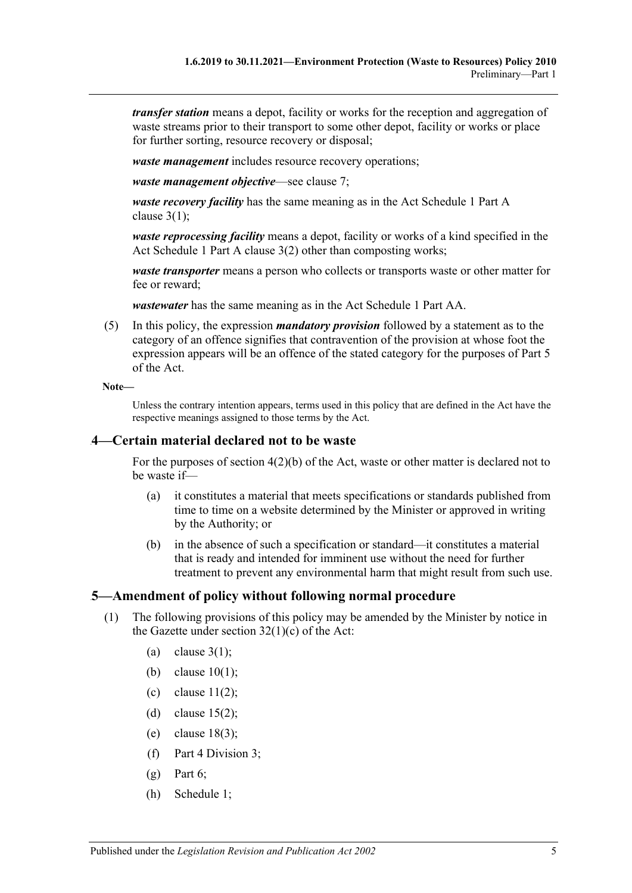***transfer station*** means a depot, facility or works for the reception and aggregation of waste streams prior to their transport to some other depot, facility or works or place for further sorting, resource recovery or disposal;

***waste management*** includes resource recovery operations;

***waste management objective***—see clause 7;

***waste recovery facility*** has the same meaning as in the Act Schedule 1 Part A clause 3(1);

***waste reprocessing facility*** means a depot, facility or works of a kind specified in the Act Schedule 1 Part A clause 3(2) other than composting works;

***waste transporter*** means a person who collects or transports waste or other matter for fee or reward;

***wastewater*** has the same meaning as in the Act Schedule 1 Part AA.

(5) In this policy, the expression ***mandatory provision*** followed by a statement as to the category of an offence signifies that contravention of the provision at whose foot the expression appears will be an offence of the stated category for the purposes of Part 5 of the Act.

**Note—**

Unless the contrary intention appears, terms used in this policy that are defined in the Act have the respective meanings assigned to those terms by the Act.

## 4—Certain material declared not to be waste

For the purposes of section 4(2)(b) of the Act, waste or other matter is declared not to be waste if—

(a) it constitutes a material that meets specifications or standards published from time to time on a website determined by the Minister or approved in writing by the Authority; or

(b) in the absence of such a specification or standard—it constitutes a material that is ready and intended for imminent use without the need for further treatment to prevent any environmental harm that might result from such use.

## 5—Amendment of policy without following normal procedure

(1) The following provisions of this policy may be amended by the Minister by notice in the Gazette under section 32(1)(c) of the Act:

(a) clause 3(1);

(b) clause 10(1);

(c) clause 11(2);

(d) clause 15(2);

(e) clause 18(3);

(f) Part 4 Division 3;

(g) Part 6;

(h) Schedule 1;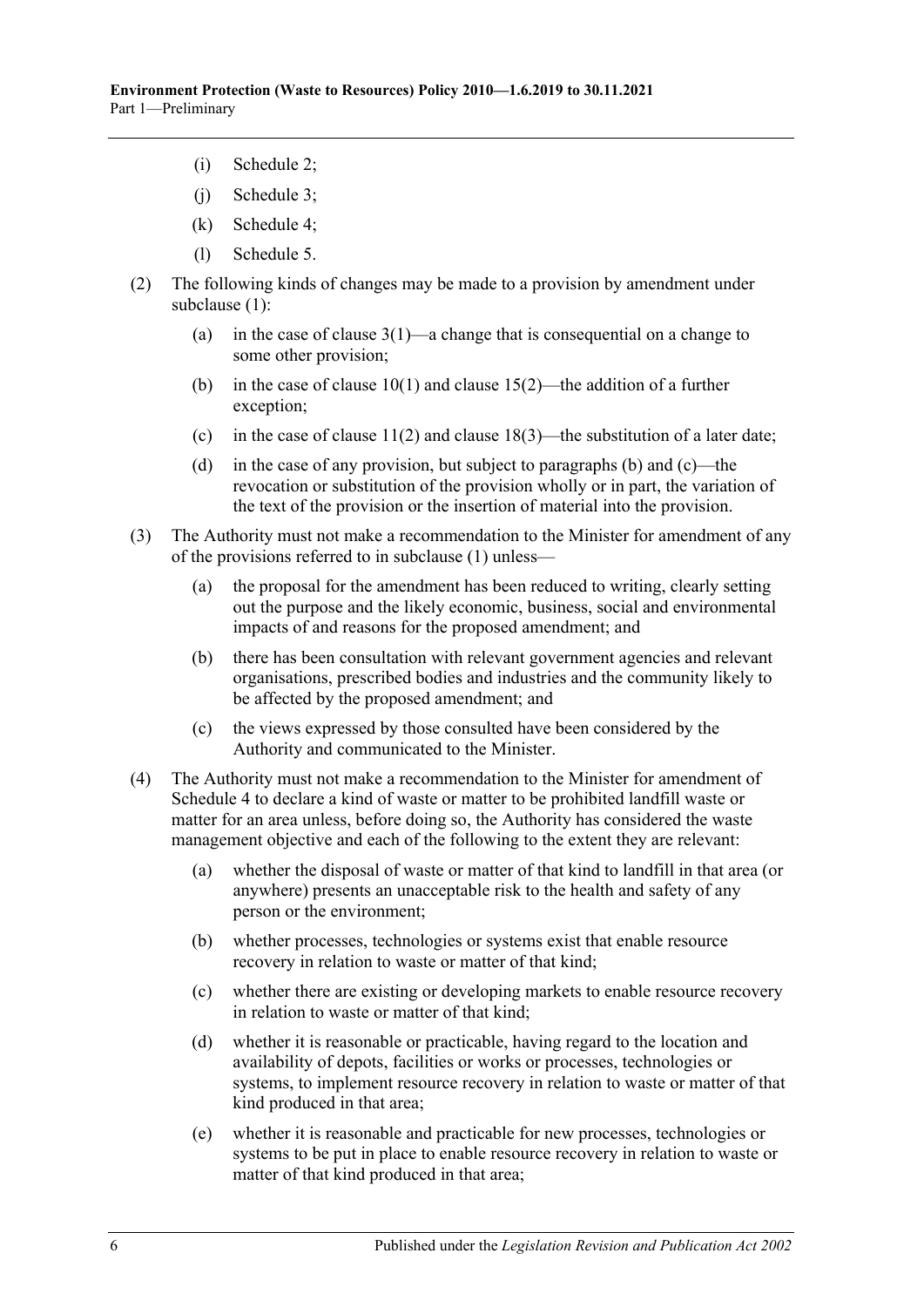(i) Schedule 2;

(j) Schedule 3;

(k) Schedule 4;

(l) Schedule 5.

(2) The following kinds of changes may be made to a provision by amendment under subclause (1):

(a) in the case of clause 3(1)—a change that is consequential on a change to some other provision;

(b) in the case of clause 10(1) and clause 15(2)—the addition of a further exception;

(c) in the case of clause 11(2) and clause 18(3)—the substitution of a later date;

(d) in the case of any provision, but subject to paragraphs (b) and (c)—the revocation or substitution of the provision wholly or in part, the variation of the text of the provision or the insertion of material into the provision.

(3) The Authority must not make a recommendation to the Minister for amendment of any of the provisions referred to in subclause (1) unless—

(a) the proposal for the amendment has been reduced to writing, clearly setting out the purpose and the likely economic, business, social and environmental impacts of and reasons for the proposed amendment; and

(b) there has been consultation with relevant government agencies and relevant organisations, prescribed bodies and industries and the community likely to be affected by the proposed amendment; and

(c) the views expressed by those consulted have been considered by the Authority and communicated to the Minister.

(4) The Authority must not make a recommendation to the Minister for amendment of Schedule 4 to declare a kind of waste or matter to be prohibited landfill waste or matter for an area unless, before doing so, the Authority has considered the waste management objective and each of the following to the extent they are relevant:

(a) whether the disposal of waste or matter of that kind to landfill in that area (or anywhere) presents an unacceptable risk to the health and safety of any person or the environment;

(b) whether processes, technologies or systems exist that enable resource recovery in relation to waste or matter of that kind;

(c) whether there are existing or developing markets to enable resource recovery in relation to waste or matter of that kind;

(d) whether it is reasonable or practicable, having regard to the location and availability of depots, facilities or works or processes, technologies or systems, to implement resource recovery in relation to waste or matter of that kind produced in that area;

(e) whether it is reasonable and practicable for new processes, technologies or systems to be put in place to enable resource recovery in relation to waste or matter of that kind produced in that area;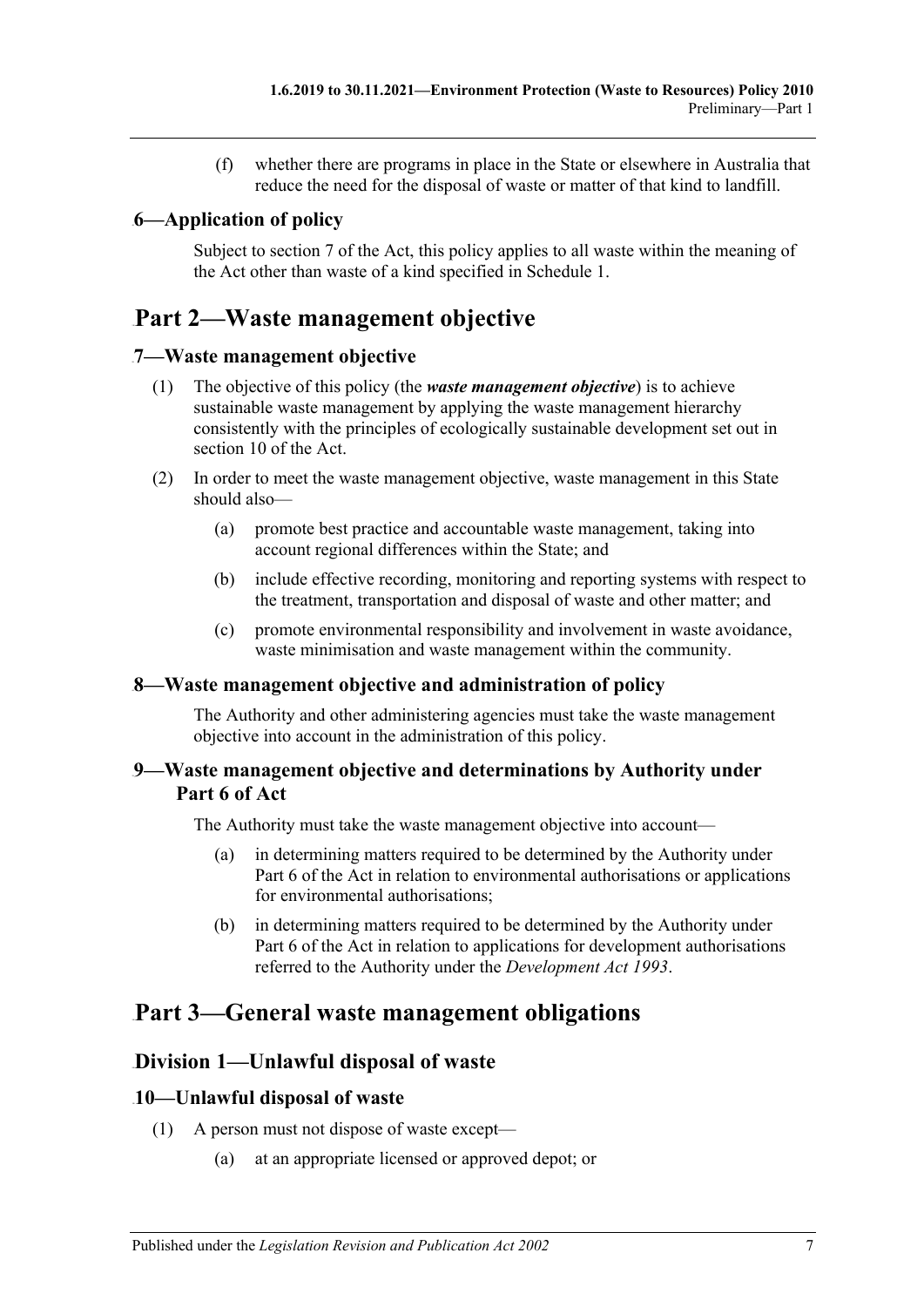(f) whether there are programs in place in the State or elsewhere in Australia that reduce the need for the disposal of waste or matter of that kind to landfill.

### 6—Application of policy

Subject to section 7 of the Act, this policy applies to all waste within the meaning of the Act other than waste of a kind specified in Schedule 1.

## Part 2—Waste management objective

### 7—Waste management objective

(1) The objective of this policy (the ***waste management objective***) is to achieve sustainable waste management by applying the waste management hierarchy consistently with the principles of ecologically sustainable development set out in section 10 of the Act.

(2) In order to meet the waste management objective, waste management in this State should also—

(a) promote best practice and accountable waste management, taking into account regional differences within the State; and

(b) include effective recording, monitoring and reporting systems with respect to the treatment, transportation and disposal of waste and other matter; and

(c) promote environmental responsibility and involvement in waste avoidance, waste minimisation and waste management within the community.

### 8—Waste management objective and administration of policy

The Authority and other administering agencies must take the waste management objective into account in the administration of this policy.

### 9—Waste management objective and determinations by Authority under Part 6 of Act

The Authority must take the waste management objective into account—

(a) in determining matters required to be determined by the Authority under Part 6 of the Act in relation to environmental authorisations or applications for environmental authorisations;

(b) in determining matters required to be determined by the Authority under Part 6 of the Act in relation to applications for development authorisations referred to the Authority under the *Development Act 1993*.

## Part 3—General waste management obligations

### Division 1—Unlawful disposal of waste

### 10—Unlawful disposal of waste

(1) A person must not dispose of waste except—

(a) at an appropriate licensed or approved depot; or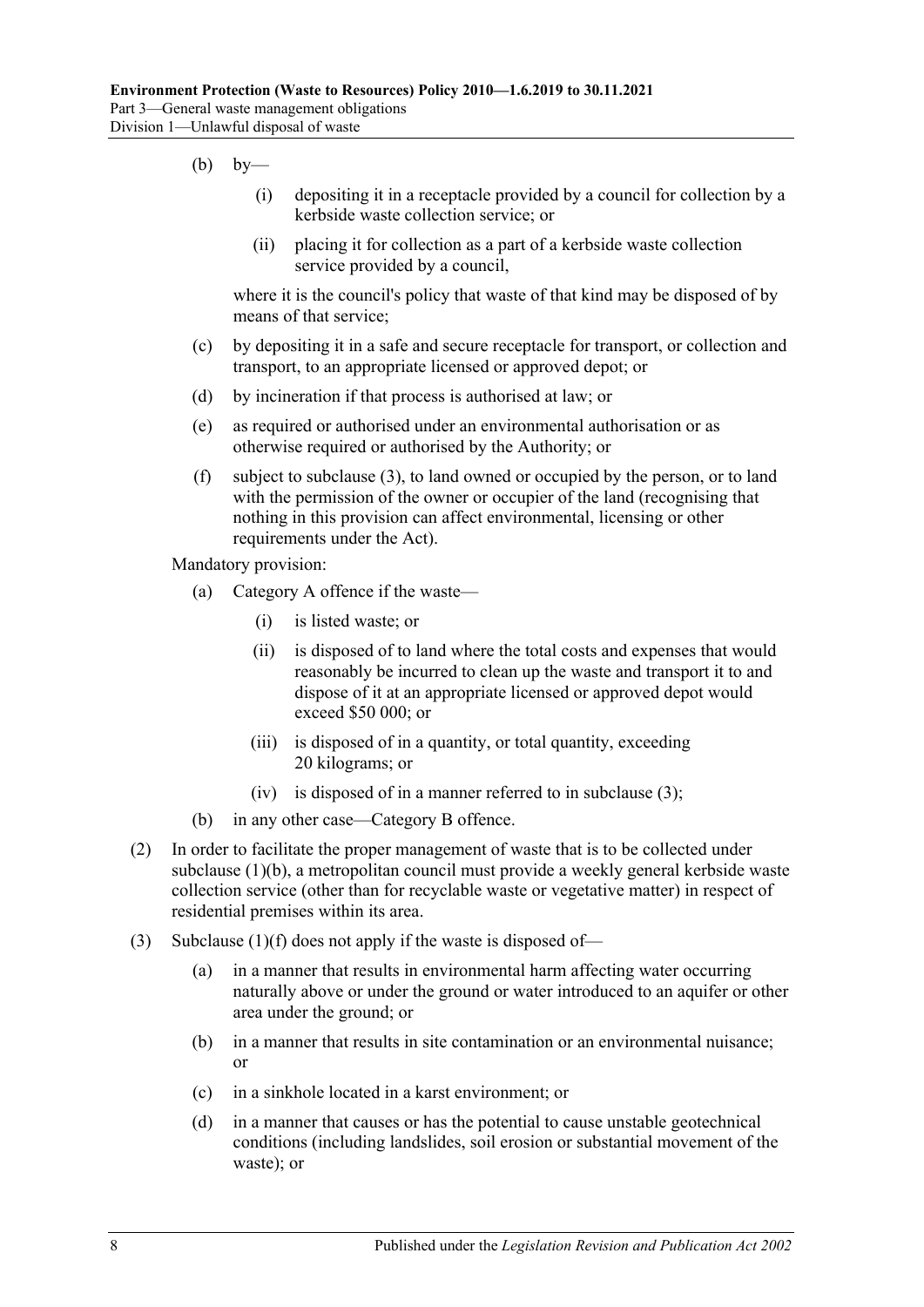(b) by—

   (i) depositing it in a receptacle provided by a council for collection by a kerbside waste collection service; or

   (ii) placing it for collection as a part of a kerbside waste collection service provided by a council,

   where it is the council's policy that waste of that kind may be disposed of by means of that service;

(c) by depositing it in a safe and secure receptacle for transport, or collection and transport, to an appropriate licensed or approved depot; or

(d) by incineration if that process is authorised at law; or

(e) as required or authorised under an environmental authorisation or as otherwise required or authorised by the Authority; or

(f) subject to subclause (3), to land owned or occupied by the person, or to land with the permission of the owner or occupier of the land (recognising that nothing in this provision can affect environmental, licensing or other requirements under the Act).

Mandatory provision:

(a) Category A offence if the waste—

   (i) is listed waste; or

   (ii) is disposed of to land where the total costs and expenses that would reasonably be incurred to clean up the waste and transport it to and dispose of it at an appropriate licensed or approved depot would exceed $50 000; or

   (iii) is disposed of in a quantity, or total quantity, exceeding 20 kilograms; or

   (iv) is disposed of in a manner referred to in subclause (3);

(b) in any other case—Category B offence.

(2) In order to facilitate the proper management of waste that is to be collected under subclause (1)(b), a metropolitan council must provide a weekly general kerbside waste collection service (other than for recyclable waste or vegetative matter) in respect of residential premises within its area.

(3) Subclause (1)(f) does not apply if the waste is disposed of—

   (a) in a manner that results in environmental harm affecting water occurring naturally above or under the ground or water introduced to an aquifer or other area under the ground; or

   (b) in a manner that results in site contamination or an environmental nuisance; or

   (c) in a sinkhole located in a karst environment; or

   (d) in a manner that causes or has the potential to cause unstable geotechnical conditions (including landslides, soil erosion or substantial movement of the waste); or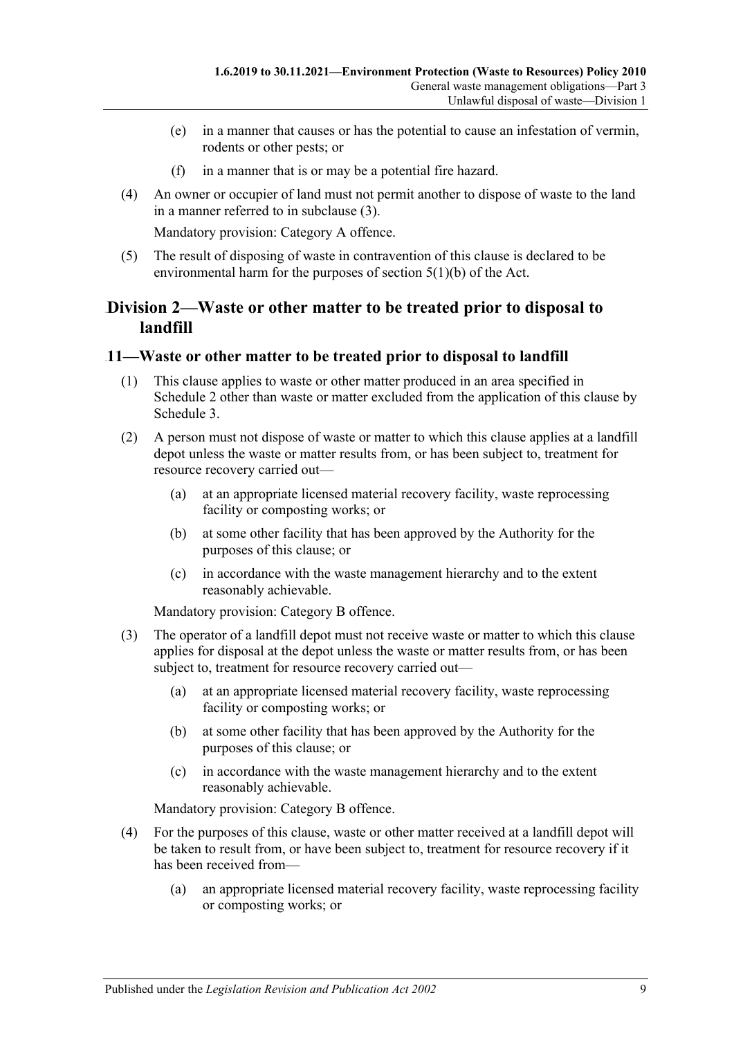(e) in a manner that causes or has the potential to cause an infestation of vermin, rodents or other pests; or

(f) in a manner that is or may be a potential fire hazard.

(4) An owner or occupier of land must not permit another to dispose of waste to the land in a manner referred to in subclause (3).

Mandatory provision: Category A offence.

(5) The result of disposing of waste in contravention of this clause is declared to be environmental harm for the purposes of section 5(1)(b) of the Act.

## Division 2—Waste or other matter to be treated prior to disposal to landfill

### 11—Waste or other matter to be treated prior to disposal to landfill

(1) This clause applies to waste or other matter produced in an area specified in Schedule 2 other than waste or matter excluded from the application of this clause by Schedule 3.

(2) A person must not dispose of waste or matter to which this clause applies at a landfill depot unless the waste or matter results from, or has been subject to, treatment for resource recovery carried out—

(a) at an appropriate licensed material recovery facility, waste reprocessing facility or composting works; or

(b) at some other facility that has been approved by the Authority for the purposes of this clause; or

(c) in accordance with the waste management hierarchy and to the extent reasonably achievable.

Mandatory provision: Category B offence.

(3) The operator of a landfill depot must not receive waste or matter to which this clause applies for disposal at the depot unless the waste or matter results from, or has been subject to, treatment for resource recovery carried out—

(a) at an appropriate licensed material recovery facility, waste reprocessing facility or composting works; or

(b) at some other facility that has been approved by the Authority for the purposes of this clause; or

(c) in accordance with the waste management hierarchy and to the extent reasonably achievable.

Mandatory provision: Category B offence.

(4) For the purposes of this clause, waste or other matter received at a landfill depot will be taken to result from, or have been subject to, treatment for resource recovery if it has been received from—

(a) an appropriate licensed material recovery facility, waste reprocessing facility or composting works; or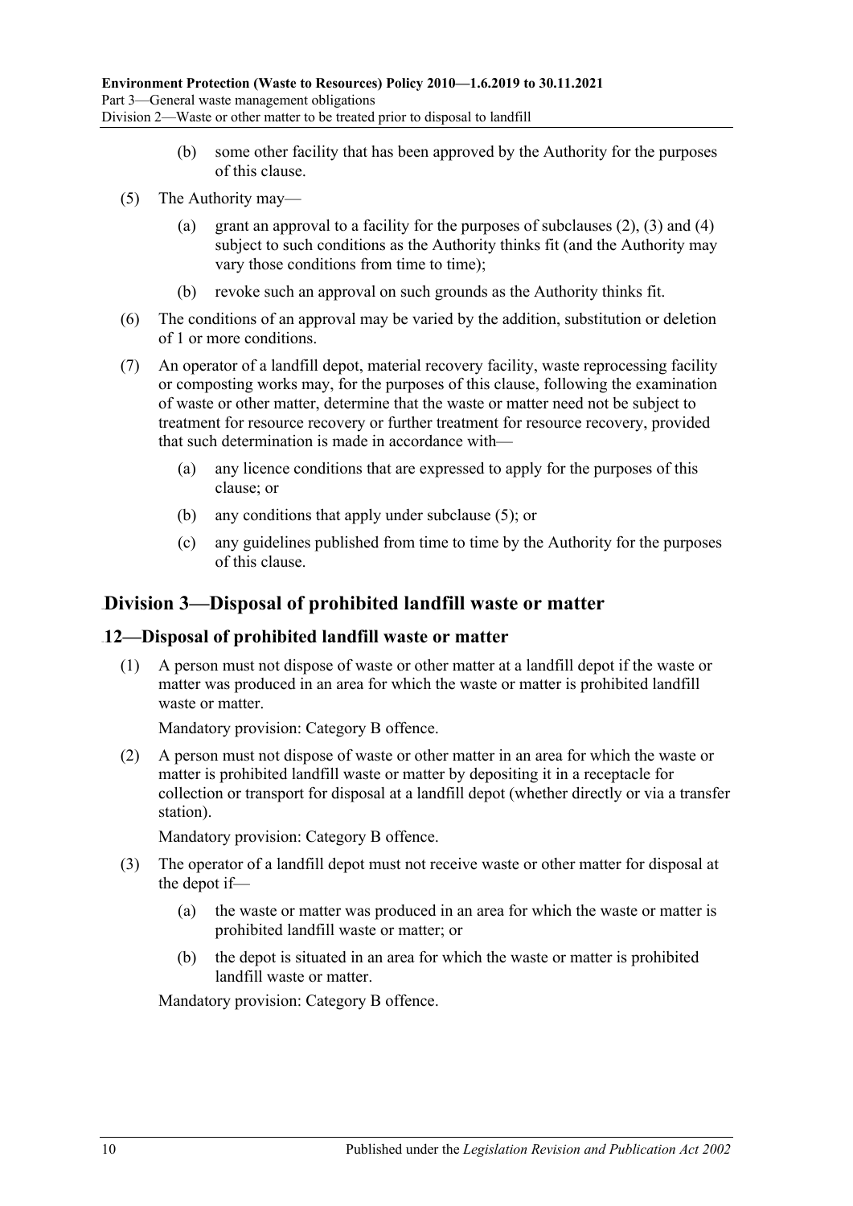(b) some other facility that has been approved by the Authority for the purposes of this clause.

(5) The Authority may—

(a) grant an approval to a facility for the purposes of subclauses (2), (3) and (4) subject to such conditions as the Authority thinks fit (and the Authority may vary those conditions from time to time);

(b) revoke such an approval on such grounds as the Authority thinks fit.

(6) The conditions of an approval may be varied by the addition, substitution or deletion of 1 or more conditions.

(7) An operator of a landfill depot, material recovery facility, waste reprocessing facility or composting works may, for the purposes of this clause, following the examination of waste or other matter, determine that the waste or matter need not be subject to treatment for resource recovery or further treatment for resource recovery, provided that such determination is made in accordance with—

(a) any licence conditions that are expressed to apply for the purposes of this clause; or

(b) any conditions that apply under subclause (5); or

(c) any guidelines published from time to time by the Authority for the purposes of this clause.

## Division 3—Disposal of prohibited landfill waste or matter

### 12—Disposal of prohibited landfill waste or matter

(1) A person must not dispose of waste or other matter at a landfill depot if the waste or matter was produced in an area for which the waste or matter is prohibited landfill waste or matter.

Mandatory provision: Category B offence.

(2) A person must not dispose of waste or other matter in an area for which the waste or matter is prohibited landfill waste or matter by depositing it in a receptacle for collection or transport for disposal at a landfill depot (whether directly or via a transfer station).

Mandatory provision: Category B offence.

(3) The operator of a landfill depot must not receive waste or other matter for disposal at the depot if—

(a) the waste or matter was produced in an area for which the waste or matter is prohibited landfill waste or matter; or

(b) the depot is situated in an area for which the waste or matter is prohibited landfill waste or matter.

Mandatory provision: Category B offence.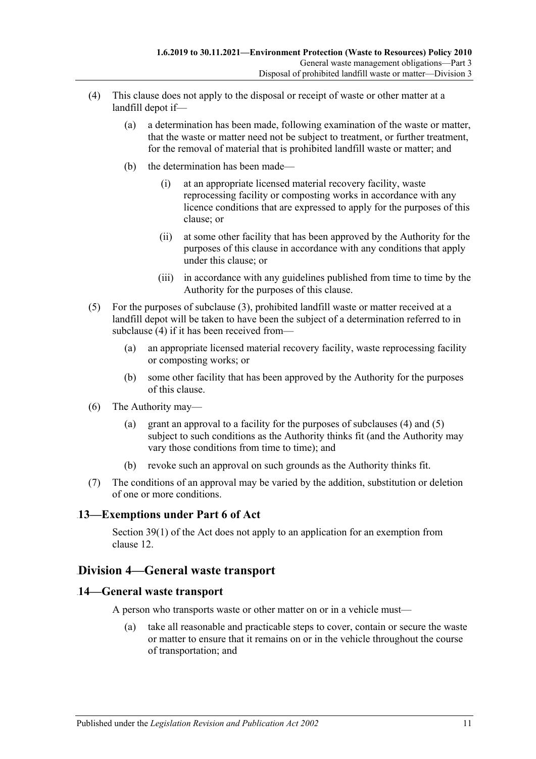(4) This clause does not apply to the disposal or receipt of waste or other matter at a landfill depot if—

(a) a determination has been made, following examination of the waste or matter, that the waste or matter need not be subject to treatment, or further treatment, for the removal of material that is prohibited landfill waste or matter; and

(b) the determination has been made—

(i) at an appropriate licensed material recovery facility, waste reprocessing facility or composting works in accordance with any licence conditions that are expressed to apply for the purposes of this clause; or

(ii) at some other facility that has been approved by the Authority for the purposes of this clause in accordance with any conditions that apply under this clause; or

(iii) in accordance with any guidelines published from time to time by the Authority for the purposes of this clause.

(5) For the purposes of subclause (3), prohibited landfill waste or matter received at a landfill depot will be taken to have been the subject of a determination referred to in subclause (4) if it has been received from—

(a) an appropriate licensed material recovery facility, waste reprocessing facility or composting works; or

(b) some other facility that has been approved by the Authority for the purposes of this clause.

(6) The Authority may—

(a) grant an approval to a facility for the purposes of subclauses (4) and (5) subject to such conditions as the Authority thinks fit (and the Authority may vary those conditions from time to time); and

(b) revoke such an approval on such grounds as the Authority thinks fit.

(7) The conditions of an approval may be varied by the addition, substitution or deletion of one or more conditions.

### 13—Exemptions under Part 6 of Act

Section 39(1) of the Act does not apply to an application for an exemption from clause 12.

## Division 4—General waste transport

### 14—General waste transport

A person who transports waste or other matter on or in a vehicle must—

(a) take all reasonable and practicable steps to cover, contain or secure the waste or matter to ensure that it remains on or in the vehicle throughout the course of transportation; and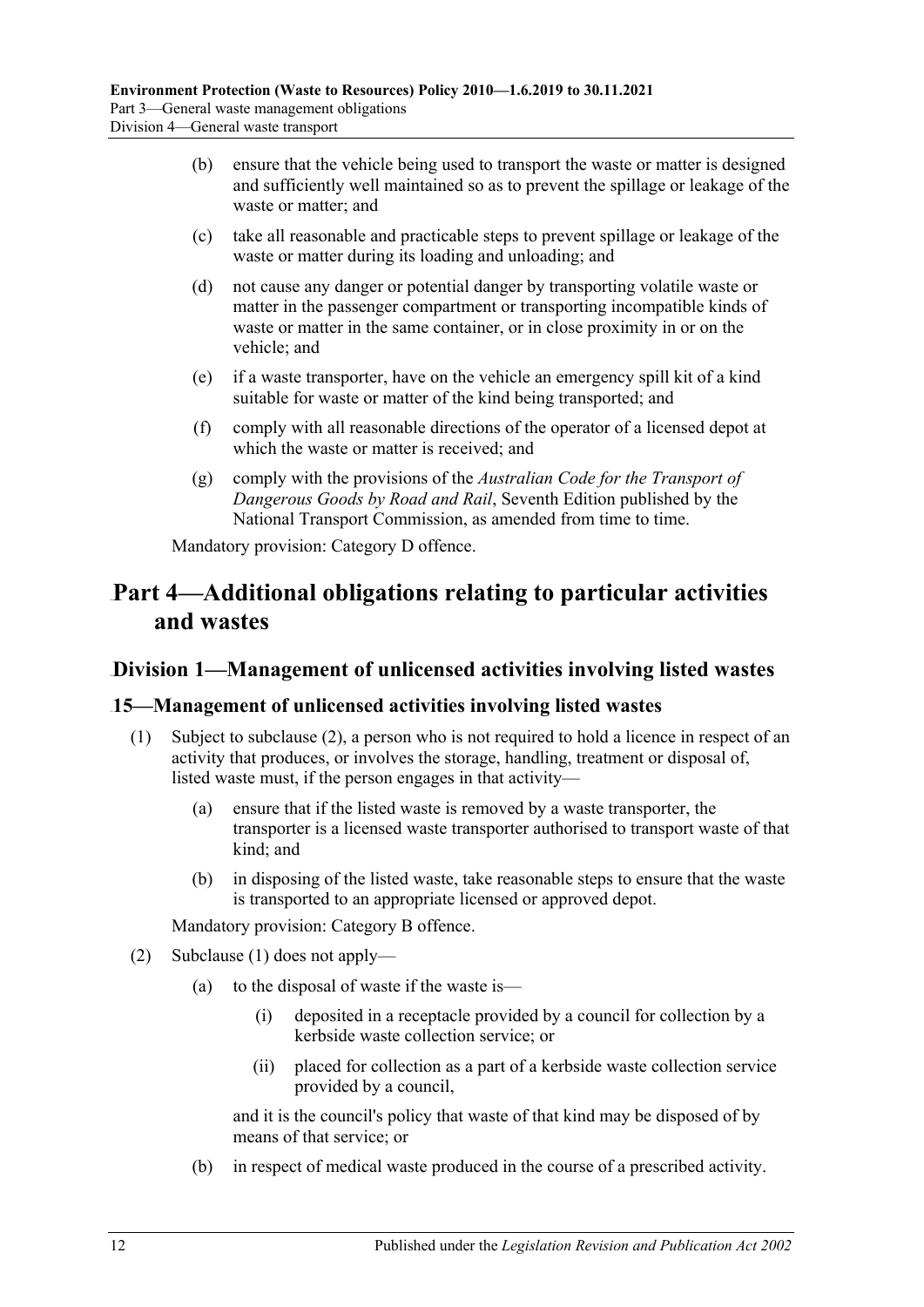(b) ensure that the vehicle being used to transport the waste or matter is designed and sufficiently well maintained so as to prevent the spillage or leakage of the waste or matter; and

(c) take all reasonable and practicable steps to prevent spillage or leakage of the waste or matter during its loading and unloading; and

(d) not cause any danger or potential danger by transporting volatile waste or matter in the passenger compartment or transporting incompatible kinds of waste or matter in the same container, or in close proximity in or on the vehicle; and

(e) if a waste transporter, have on the vehicle an emergency spill kit of a kind suitable for waste or matter of the kind being transported; and

(f) comply with all reasonable directions of the operator of a licensed depot at which the waste or matter is received; and

(g) comply with the provisions of the *Australian Code for the Transport of Dangerous Goods by Road and Rail*, Seventh Edition published by the National Transport Commission, as amended from time to time.

Mandatory provision: Category D offence.

# Part 4—Additional obligations relating to particular activities and wastes

## Division 1—Management of unlicensed activities involving listed wastes

### 15—Management of unlicensed activities involving listed wastes

(1) Subject to subclause (2), a person who is not required to hold a licence in respect of an activity that produces, or involves the storage, handling, treatment or disposal of, listed waste must, if the person engages in that activity—

(a) ensure that if the listed waste is removed by a waste transporter, the transporter is a licensed waste transporter authorised to transport waste of that kind; and

(b) in disposing of the listed waste, take reasonable steps to ensure that the waste is transported to an appropriate licensed or approved depot.

Mandatory provision: Category B offence.

(2) Subclause (1) does not apply—

(a) to the disposal of waste if the waste is—

(i) deposited in a receptacle provided by a council for collection by a kerbside waste collection service; or

(ii) placed for collection as a part of a kerbside waste collection service provided by a council,

and it is the council's policy that waste of that kind may be disposed of by means of that service; or

(b) in respect of medical waste produced in the course of a prescribed activity.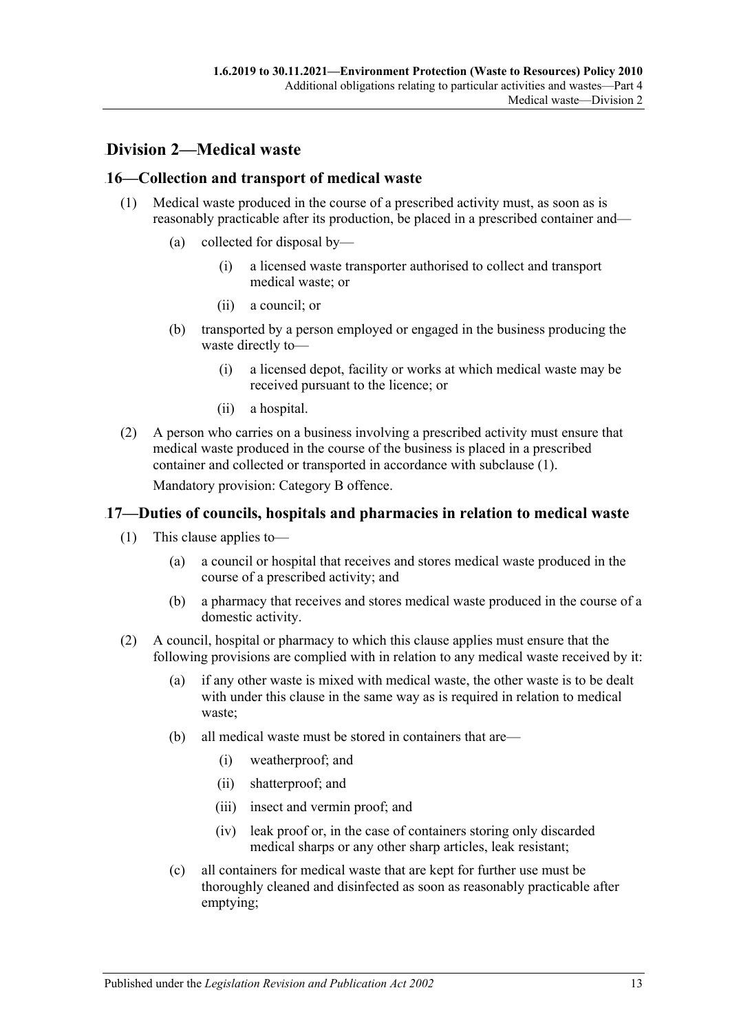## Division 2—Medical waste

### 16—Collection and transport of medical waste

(1) Medical waste produced in the course of a prescribed activity must, as soon as is reasonably practicable after its production, be placed in a prescribed container and—

- (a) collected for disposal by—
  - (i) a licensed waste transporter authorised to collect and transport medical waste; or
  - (ii) a council; or
- (b) transported by a person employed or engaged in the business producing the waste directly to—
  - (i) a licensed depot, facility or works at which medical waste may be received pursuant to the licence; or
  - (ii) a hospital.

(2) A person who carries on a business involving a prescribed activity must ensure that medical waste produced in the course of the business is placed in a prescribed container and collected or transported in accordance with subclause (1).

Mandatory provision: Category B offence.

### 17—Duties of councils, hospitals and pharmacies in relation to medical waste

(1) This clause applies to—

- (a) a council or hospital that receives and stores medical waste produced in the course of a prescribed activity; and
- (b) a pharmacy that receives and stores medical waste produced in the course of a domestic activity.

(2) A council, hospital or pharmacy to which this clause applies must ensure that the following provisions are complied with in relation to any medical waste received by it:

- (a) if any other waste is mixed with medical waste, the other waste is to be dealt with under this clause in the same way as is required in relation to medical waste;
- (b) all medical waste must be stored in containers that are—
  - (i) weatherproof; and
  - (ii) shatterproof; and
  - (iii) insect and vermin proof; and
  - (iv) leak proof or, in the case of containers storing only discarded medical sharps or any other sharp articles, leak resistant;
- (c) all containers for medical waste that are kept for further use must be thoroughly cleaned and disinfected as soon as reasonably practicable after emptying;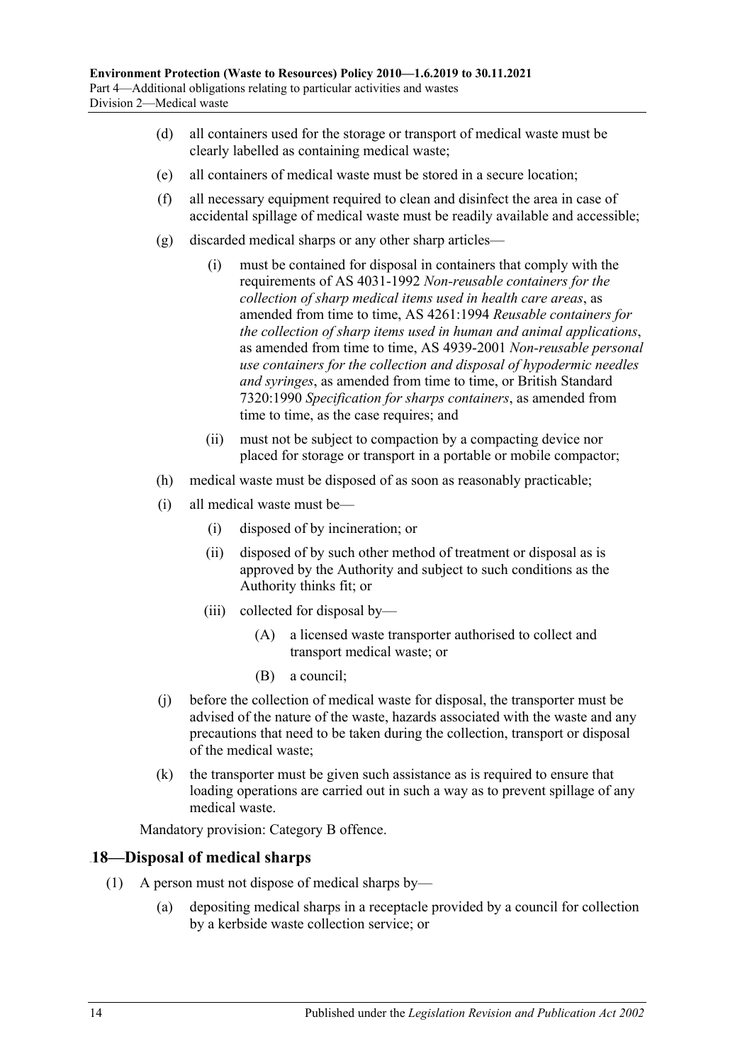(d) all containers used for the storage or transport of medical waste must be clearly labelled as containing medical waste;

(e) all containers of medical waste must be stored in a secure location;

(f) all necessary equipment required to clean and disinfect the area in case of accidental spillage of medical waste must be readily available and accessible;

(g) discarded medical sharps or any other sharp articles—

(i) must be contained for disposal in containers that comply with the requirements of AS 4031-1992 *Non-reusable containers for the collection of sharp medical items used in health care areas*, as amended from time to time, AS 4261:1994 *Reusable containers for the collection of sharp items used in human and animal applications*, as amended from time to time, AS 4939-2001 *Non-reusable personal use containers for the collection and disposal of hypodermic needles and syringes*, as amended from time to time, or British Standard 7320:1990 *Specification for sharps containers*, as amended from time to time, as the case requires; and

(ii) must not be subject to compaction by a compacting device nor placed for storage or transport in a portable or mobile compactor;

(h) medical waste must be disposed of as soon as reasonably practicable;

(i) all medical waste must be—

(i) disposed of by incineration; or

(ii) disposed of by such other method of treatment or disposal as is approved by the Authority and subject to such conditions as the Authority thinks fit; or

(iii) collected for disposal by—

(A) a licensed waste transporter authorised to collect and transport medical waste; or

(B) a council;

(j) before the collection of medical waste for disposal, the transporter must be advised of the nature of the waste, hazards associated with the waste and any precautions that need to be taken during the collection, transport or disposal of the medical waste;

(k) the transporter must be given such assistance as is required to ensure that loading operations are carried out in such a way as to prevent spillage of any medical waste.

Mandatory provision: Category B offence.

## 18—Disposal of medical sharps

(1) A person must not dispose of medical sharps by—

(a) depositing medical sharps in a receptacle provided by a council for collection by a kerbside waste collection service; or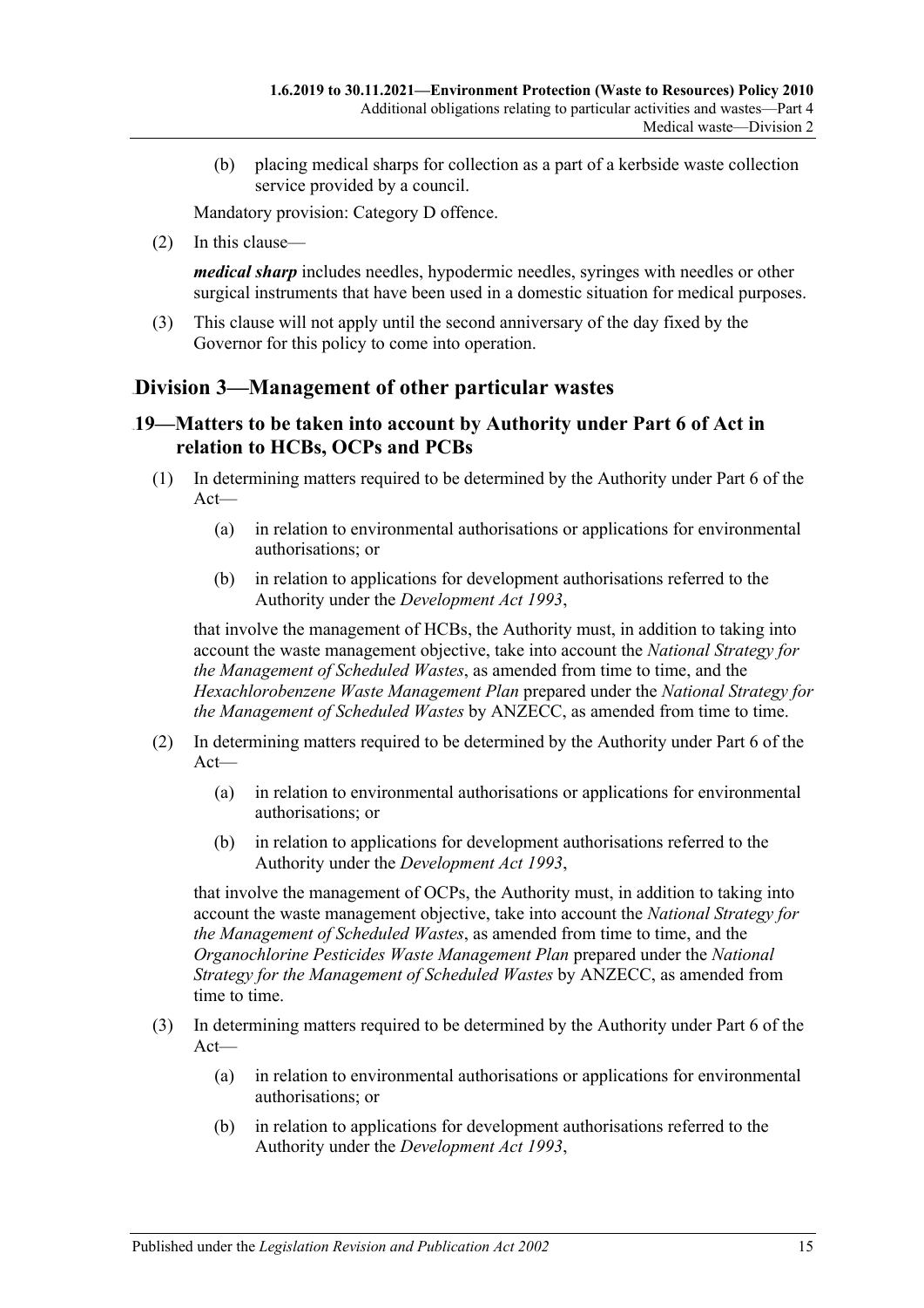(b) placing medical sharps for collection as a part of a kerbside waste collection service provided by a council.

Mandatory provision: Category D offence.

(2) In this clause—

***medical sharp*** includes needles, hypodermic needles, syringes with needles or other surgical instruments that have been used in a domestic situation for medical purposes.

(3) This clause will not apply until the second anniversary of the day fixed by the Governor for this policy to come into operation.

## Division 3—Management of other particular wastes

### 19—Matters to be taken into account by Authority under Part 6 of Act in relation to HCBs, OCPs and PCBs

(1) In determining matters required to be determined by the Authority under Part 6 of the Act—

(a) in relation to environmental authorisations or applications for environmental authorisations; or

(b) in relation to applications for development authorisations referred to the Authority under the *Development Act 1993*,

that involve the management of HCBs, the Authority must, in addition to taking into account the waste management objective, take into account the *National Strategy for the Management of Scheduled Wastes*, as amended from time to time, and the *Hexachlorobenzene Waste Management Plan* prepared under the *National Strategy for the Management of Scheduled Wastes* by ANZECC, as amended from time to time.

(2) In determining matters required to be determined by the Authority under Part 6 of the Act—

(a) in relation to environmental authorisations or applications for environmental authorisations; or

(b) in relation to applications for development authorisations referred to the Authority under the *Development Act 1993*,

that involve the management of OCPs, the Authority must, in addition to taking into account the waste management objective, take into account the *National Strategy for the Management of Scheduled Wastes*, as amended from time to time, and the *Organochlorine Pesticides Waste Management Plan* prepared under the *National Strategy for the Management of Scheduled Wastes* by ANZECC, as amended from time to time.

(3) In determining matters required to be determined by the Authority under Part 6 of the Act—

(a) in relation to environmental authorisations or applications for environmental authorisations; or

(b) in relation to applications for development authorisations referred to the Authority under the *Development Act 1993*,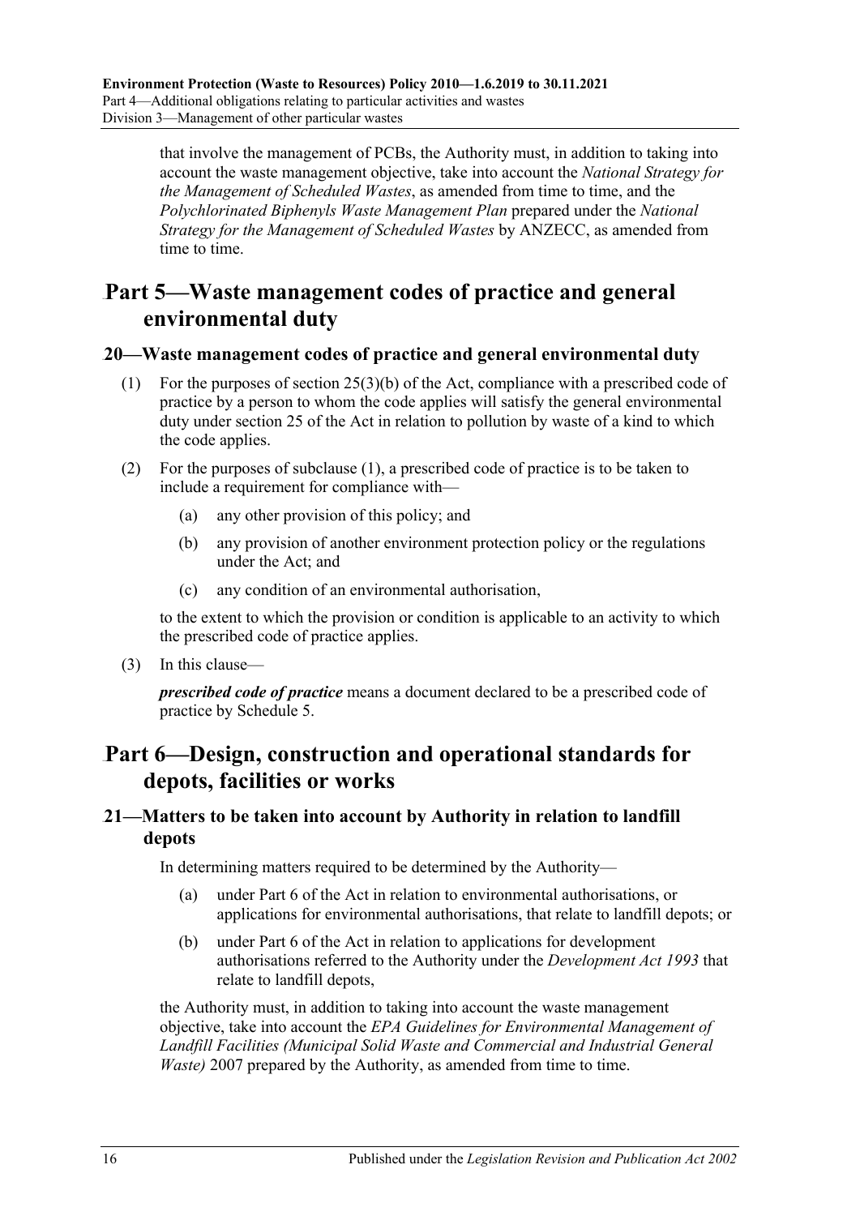that involve the management of PCBs, the Authority must, in addition to taking into account the waste management objective, take into account the *National Strategy for the Management of Scheduled Wastes*, as amended from time to time, and the *Polychlorinated Biphenyls Waste Management Plan* prepared under the *National Strategy for the Management of Scheduled Wastes* by ANZECC, as amended from time to time.

# Part 5—Waste management codes of practice and general environmental duty

## 20—Waste management codes of practice and general environmental duty

(1) For the purposes of section 25(3)(b) of the Act, compliance with a prescribed code of practice by a person to whom the code applies will satisfy the general environmental duty under section 25 of the Act in relation to pollution by waste of a kind to which the code applies.

(2) For the purposes of subclause (1), a prescribed code of practice is to be taken to include a requirement for compliance with—

(a) any other provision of this policy; and

(b) any provision of another environment protection policy or the regulations under the Act; and

(c) any condition of an environmental authorisation,

to the extent to which the provision or condition is applicable to an activity to which the prescribed code of practice applies.

(3) In this clause—

***prescribed code of practice*** means a document declared to be a prescribed code of practice by Schedule 5.

# Part 6—Design, construction and operational standards for depots, facilities or works

## 21—Matters to be taken into account by Authority in relation to landfill depots

In determining matters required to be determined by the Authority—

(a) under Part 6 of the Act in relation to environmental authorisations, or applications for environmental authorisations, that relate to landfill depots; or

(b) under Part 6 of the Act in relation to applications for development authorisations referred to the Authority under the *Development Act 1993* that relate to landfill depots,

the Authority must, in addition to taking into account the waste management objective, take into account the *EPA Guidelines for Environmental Management of Landfill Facilities (Municipal Solid Waste and Commercial and Industrial General Waste)* 2007 prepared by the Authority, as amended from time to time.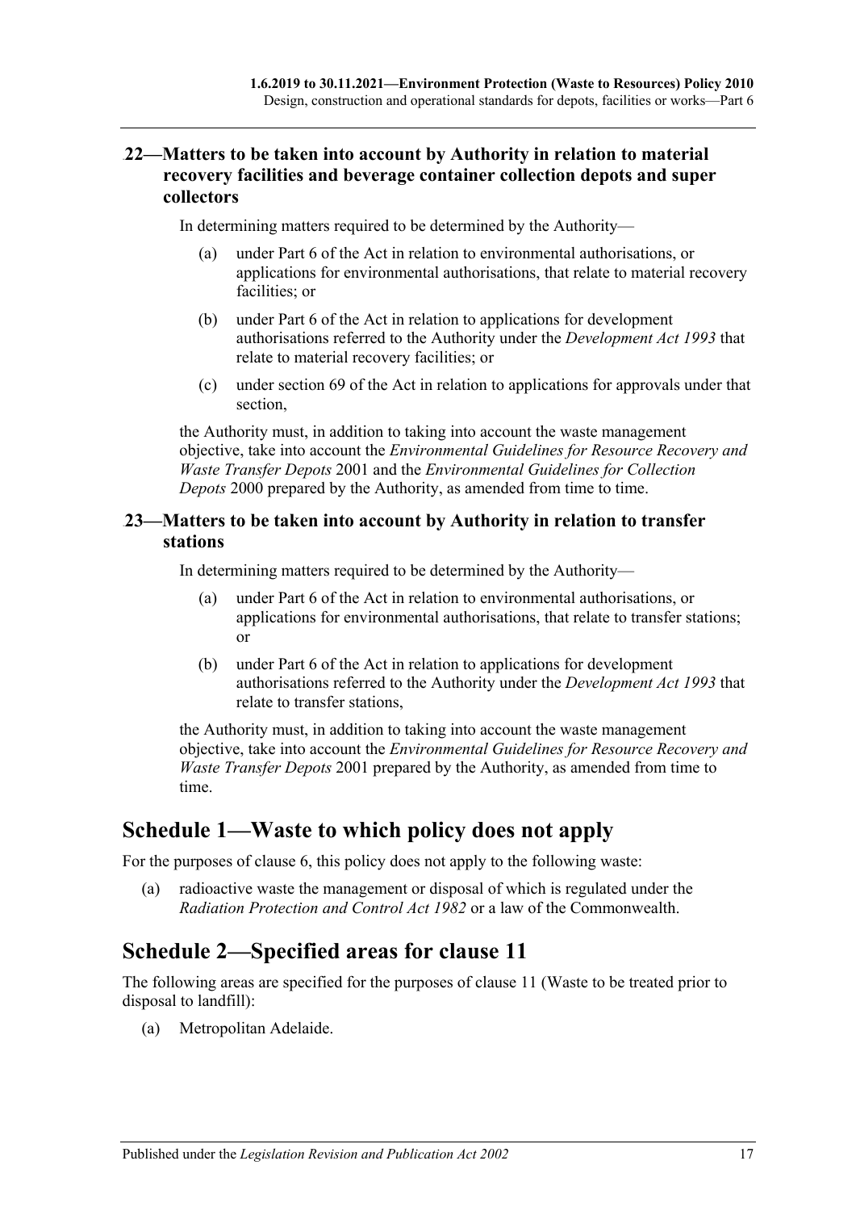### 22—Matters to be taken into account by Authority in relation to material recovery facilities and beverage container collection depots and super collectors

In determining matters required to be determined by the Authority—

(a) under Part 6 of the Act in relation to environmental authorisations, or applications for environmental authorisations, that relate to material recovery facilities; or

(b) under Part 6 of the Act in relation to applications for development authorisations referred to the Authority under the *Development Act 1993* that relate to material recovery facilities; or

(c) under section 69 of the Act in relation to applications for approvals under that section,

the Authority must, in addition to taking into account the waste management objective, take into account the *Environmental Guidelines for Resource Recovery and Waste Transfer Depots* 2001 and the *Environmental Guidelines for Collection Depots* 2000 prepared by the Authority, as amended from time to time.

### 23—Matters to be taken into account by Authority in relation to transfer stations

In determining matters required to be determined by the Authority—

(a) under Part 6 of the Act in relation to environmental authorisations, or applications for environmental authorisations, that relate to transfer stations; or

(b) under Part 6 of the Act in relation to applications for development authorisations referred to the Authority under the *Development Act 1993* that relate to transfer stations,

the Authority must, in addition to taking into account the waste management objective, take into account the *Environmental Guidelines for Resource Recovery and Waste Transfer Depots* 2001 prepared by the Authority, as amended from time to time.

## Schedule 1—Waste to which policy does not apply

For the purposes of clause 6, this policy does not apply to the following waste:

(a) radioactive waste the management or disposal of which is regulated under the *Radiation Protection and Control Act 1982* or a law of the Commonwealth.

## Schedule 2—Specified areas for clause 11

The following areas are specified for the purposes of clause 11 (Waste to be treated prior to disposal to landfill):

(a) Metropolitan Adelaide.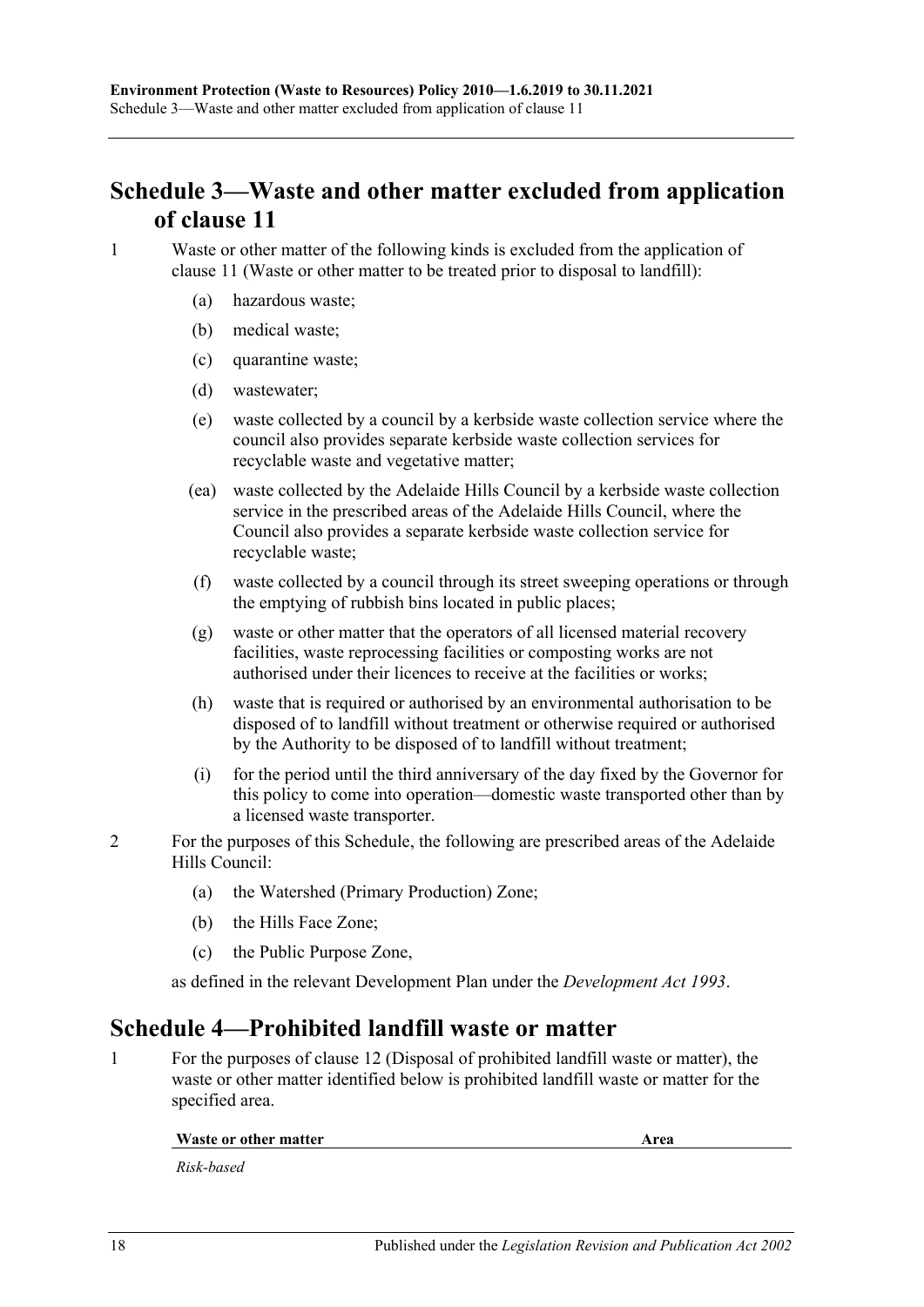## Schedule 3—Waste and other matter excluded from application of clause 11

1 Waste or other matter of the following kinds is excluded from the application of clause 11 (Waste or other matter to be treated prior to disposal to landfill):

(a) hazardous waste;

(b) medical waste;

(c) quarantine waste;

(d) wastewater;

(e) waste collected by a council by a kerbside waste collection service where the council also provides separate kerbside waste collection services for recyclable waste and vegetative matter;

(ea) waste collected by the Adelaide Hills Council by a kerbside waste collection service in the prescribed areas of the Adelaide Hills Council, where the Council also provides a separate kerbside waste collection service for recyclable waste;

(f) waste collected by a council through its street sweeping operations or through the emptying of rubbish bins located in public places;

(g) waste or other matter that the operators of all licensed material recovery facilities, waste reprocessing facilities or composting works are not authorised under their licences to receive at the facilities or works;

(h) waste that is required or authorised by an environmental authorisation to be disposed of to landfill without treatment or otherwise required or authorised by the Authority to be disposed of to landfill without treatment;

(i) for the period until the third anniversary of the day fixed by the Governor for this policy to come into operation—domestic waste transported other than by a licensed waste transporter.

2 For the purposes of this Schedule, the following are prescribed areas of the Adelaide Hills Council:

(a) the Watershed (Primary Production) Zone;

(b) the Hills Face Zone;

(c) the Public Purpose Zone,

as defined in the relevant Development Plan under the *Development Act 1993*.

## Schedule 4—Prohibited landfill waste or matter

1 For the purposes of clause 12 (Disposal of prohibited landfill waste or matter), the waste or other matter identified below is prohibited landfill waste or matter for the specified area.

| Waste or other matter | Area |
|---|---|
| *Risk-based* | |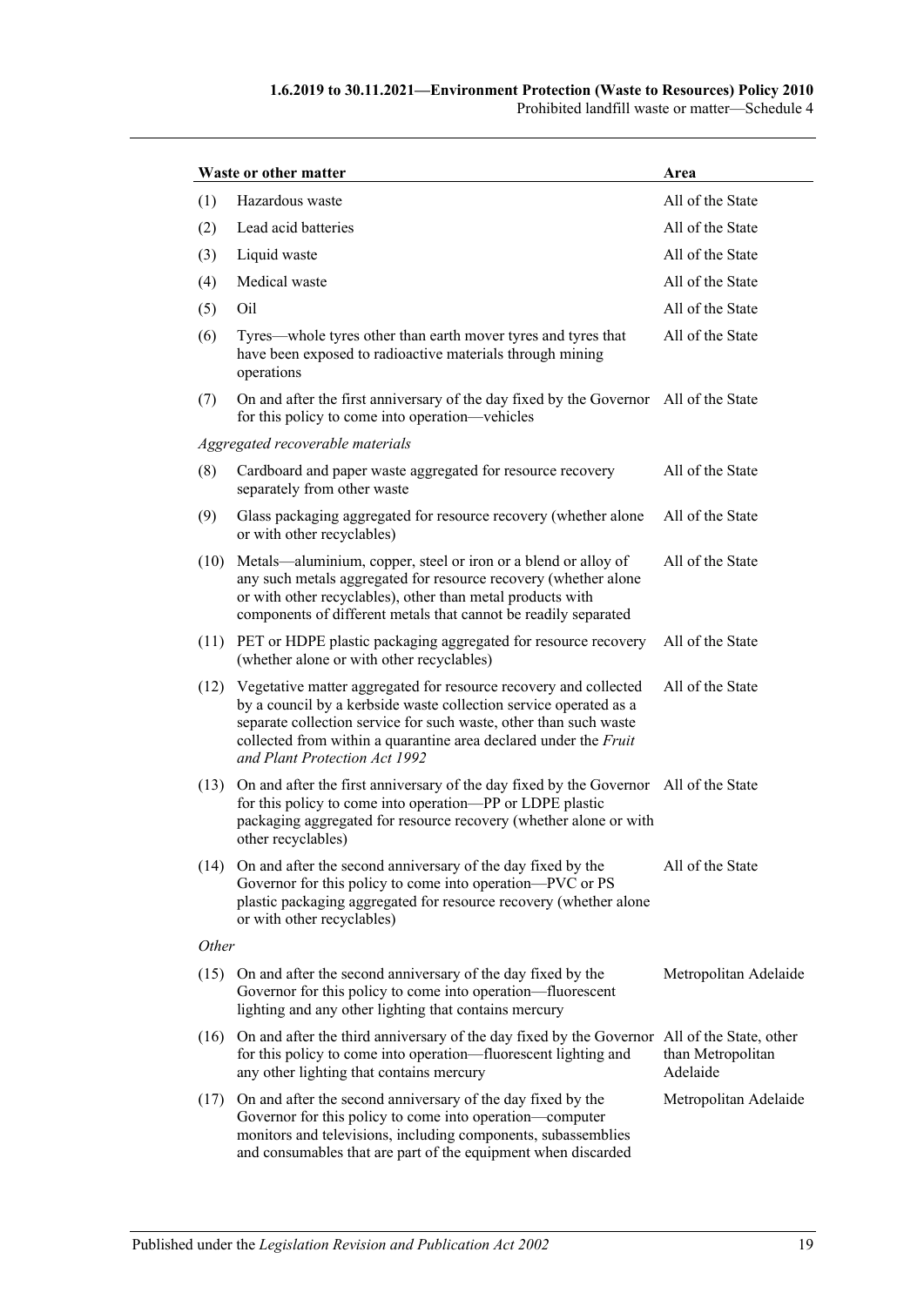| Waste or other matter | | Area |
|---|---|---|
| (1) | Hazardous waste | All of the State |
| (2) | Lead acid batteries | All of the State |
| (3) | Liquid waste | All of the State |
| (4) | Medical waste | All of the State |
| (5) | Oil | All of the State |
| (6) | Tyres—whole tyres other than earth mover tyres and tyres that have been exposed to radioactive materials through mining operations | All of the State |
| (7) | On and after the first anniversary of the day fixed by the Governor for this policy to come into operation—vehicles | All of the State |
| *Aggregated recoverable materials* | | |
| (8) | Cardboard and paper waste aggregated for resource recovery separately from other waste | All of the State |
| (9) | Glass packaging aggregated for resource recovery (whether alone or with other recyclables) | All of the State |
| (10) | Metals—aluminium, copper, steel or iron or a blend or alloy of any such metals aggregated for resource recovery (whether alone or with other recyclables), other than metal products with components of different metals that cannot be readily separated | All of the State |
| (11) | PET or HDPE plastic packaging aggregated for resource recovery (whether alone or with other recyclables) | All of the State |
| (12) | Vegetative matter aggregated for resource recovery and collected by a council by a kerbside waste collection service operated as a separate collection service for such waste, other than such waste collected from within a quarantine area declared under the *Fruit and Plant Protection Act 1992* | All of the State |
| (13) | On and after the first anniversary of the day fixed by the Governor for this policy to come into operation—PP or LDPE plastic packaging aggregated for resource recovery (whether alone or with other recyclables) | All of the State |
| (14) | On and after the second anniversary of the day fixed by the Governor for this policy to come into operation—PVC or PS plastic packaging aggregated for resource recovery (whether alone or with other recyclables) | All of the State |
| *Other* | | |
| (15) | On and after the second anniversary of the day fixed by the Governor for this policy to come into operation—fluorescent lighting and any other lighting that contains mercury | Metropolitan Adelaide |
| (16) | On and after the third anniversary of the day fixed by the Governor for this policy to come into operation—fluorescent lighting and any other lighting that contains mercury | All of the State, other than Metropolitan Adelaide |
| (17) | On and after the second anniversary of the day fixed by the Governor for this policy to come into operation—computer monitors and televisions, including components, subassemblies and consumables that are part of the equipment when discarded | Metropolitan Adelaide |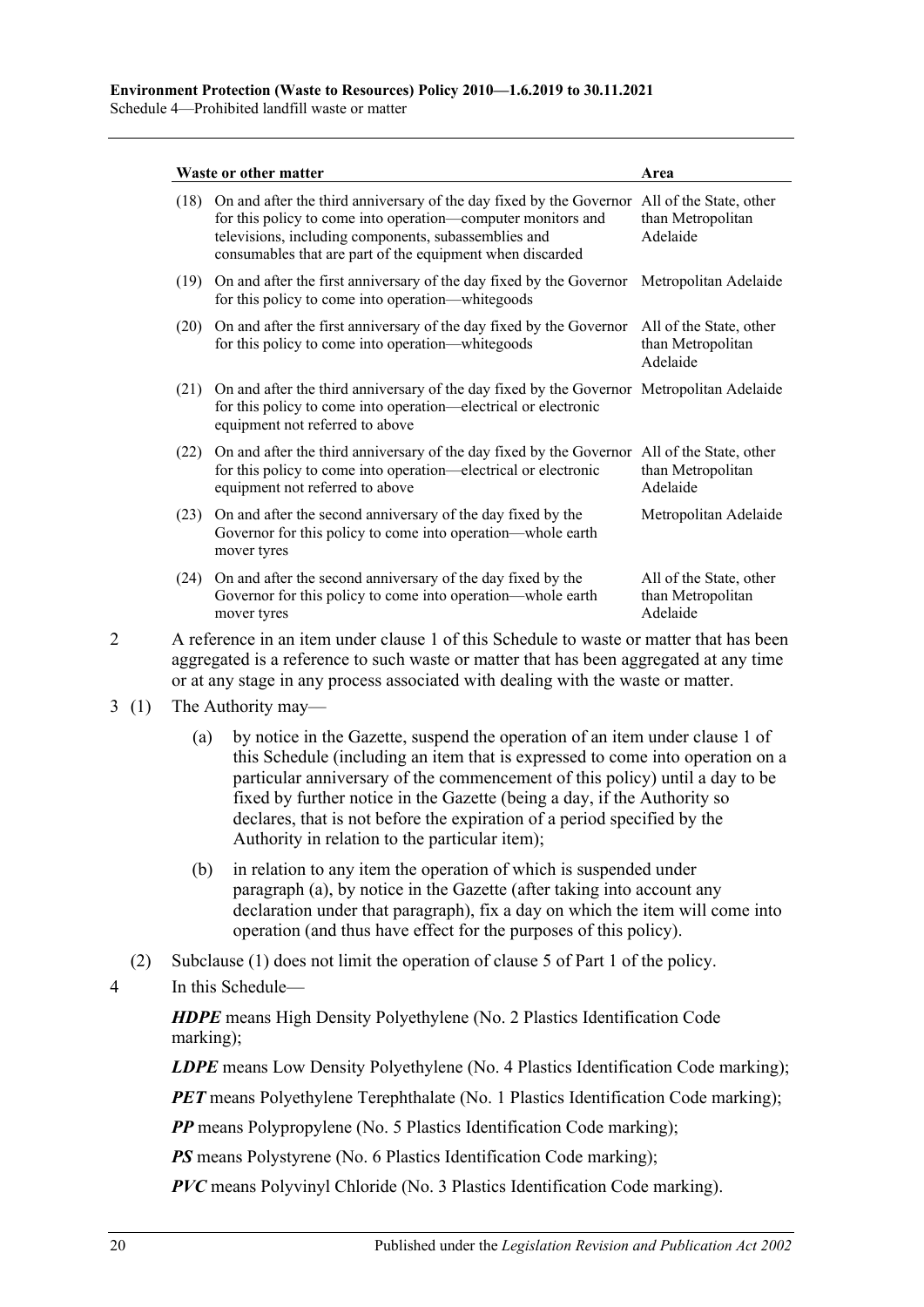| Waste or other matter | Area |
|---|---|
| (18) On and after the third anniversary of the day fixed by the Governor for this policy to come into operation—computer monitors and televisions, including components, subassemblies and consumables that are part of the equipment when discarded | All of the State, other than Metropolitan Adelaide |
| (19) On and after the first anniversary of the day fixed by the Governor for this policy to come into operation—whitegoods | Metropolitan Adelaide |
| (20) On and after the first anniversary of the day fixed by the Governor for this policy to come into operation—whitegoods | All of the State, other than Metropolitan Adelaide |
| (21) On and after the third anniversary of the day fixed by the Governor for this policy to come into operation—electrical or electronic equipment not referred to above | Metropolitan Adelaide |
| (22) On and after the third anniversary of the day fixed by the Governor for this policy to come into operation—electrical or electronic equipment not referred to above | All of the State, other than Metropolitan Adelaide |
| (23) On and after the second anniversary of the day fixed by the Governor for this policy to come into operation—whole earth mover tyres | Metropolitan Adelaide |
| (24) On and after the second anniversary of the day fixed by the Governor for this policy to come into operation—whole earth mover tyres | All of the State, other than Metropolitan Adelaide |

2 A reference in an item under clause 1 of this Schedule to waste or matter that has been aggregated is a reference to such waste or matter that has been aggregated at any time or at any stage in any process associated with dealing with the waste or matter.

3 (1) The Authority may—

(a) by notice in the Gazette, suspend the operation of an item under clause 1 of this Schedule (including an item that is expressed to come into operation on a particular anniversary of the commencement of this policy) until a day to be fixed by further notice in the Gazette (being a day, if the Authority so declares, that is not before the expiration of a period specified by the Authority in relation to the particular item);

(b) in relation to any item the operation of which is suspended under paragraph (a), by notice in the Gazette (after taking into account any declaration under that paragraph), fix a day on which the item will come into operation (and thus have effect for the purposes of this policy).

(2) Subclause (1) does not limit the operation of clause 5 of Part 1 of the policy.

4 In this Schedule—

***HDPE*** means High Density Polyethylene (No. 2 Plastics Identification Code marking);

***LDPE*** means Low Density Polyethylene (No. 4 Plastics Identification Code marking);

***PET*** means Polyethylene Terephthalate (No. 1 Plastics Identification Code marking);

***PP*** means Polypropylene (No. 5 Plastics Identification Code marking);

***PS*** means Polystyrene (No. 6 Plastics Identification Code marking);

***PVC*** means Polyvinyl Chloride (No. 3 Plastics Identification Code marking).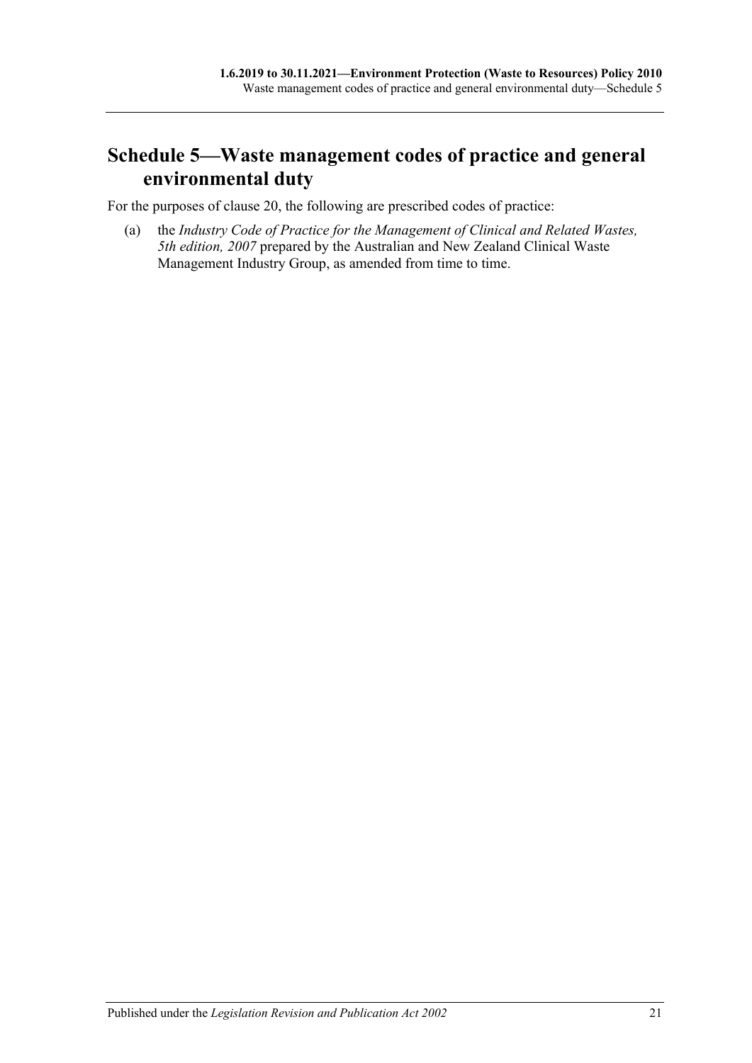## Schedule 5—Waste management codes of practice and general environmental duty

For the purposes of clause 20, the following are prescribed codes of practice:

(a) the *Industry Code of Practice for the Management of Clinical and Related Wastes, 5th edition, 2007* prepared by the Australian and New Zealand Clinical Waste Management Industry Group, as amended from time to time.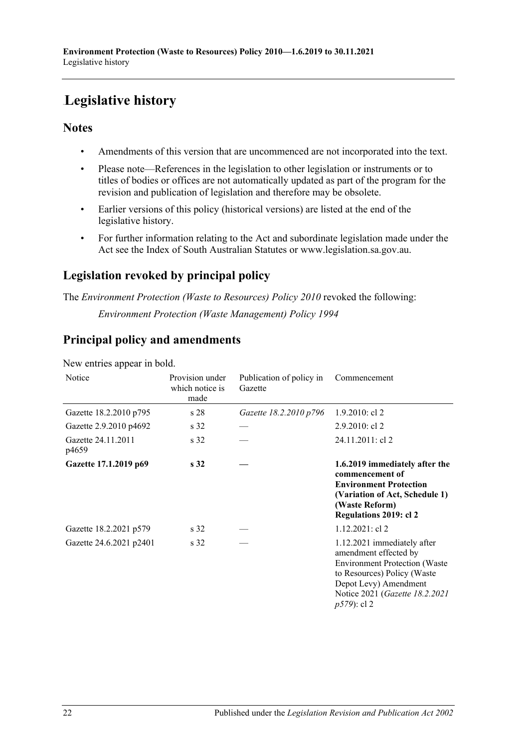# Legislative history

## Notes

- Amendments of this version that are uncommenced are not incorporated into the text.
- Please note—References in the legislation to other legislation or instruments or to titles of bodies or offices are not automatically updated as part of the program for the revision and publication of legislation and therefore may be obsolete.
- Earlier versions of this policy (historical versions) are listed at the end of the legislative history.
- For further information relating to the Act and subordinate legislation made under the Act see the Index of South Australian Statutes or www.legislation.sa.gov.au.

## Legislation revoked by principal policy

The *Environment Protection (Waste to Resources) Policy 2010* revoked the following:

*Environment Protection (Waste Management) Policy 1994*

## Principal policy and amendments

New entries appear in bold.

| Notice | Provision under which notice is made | Publication of policy in Gazette | Commencement |
|---|---|---|---|
| Gazette 18.2.2010 p795 | s 28 | *Gazette 18.2.2010 p796* | 1.9.2010: cl 2 |
| Gazette 2.9.2010 p4692 | s 32 | — | 2.9.2010: cl 2 |
| Gazette 24.11.2011 p4659 | s 32 | — | 24.11.2011: cl 2 |
| **Gazette 17.1.2019 p69** | **s 32** | **—** | **1.6.2019 immediately after the commencement of Environment Protection (Variation of Act, Schedule 1) (Waste Reform) Regulations 2019: cl 2** |
| Gazette 18.2.2021 p579 | s 32 | — | 1.12.2021: cl 2 |
| Gazette 24.6.2021 p2401 | s 32 | — | 1.12.2021 immediately after amendment effected by Environment Protection (Waste to Resources) Policy (Waste Depot Levy) Amendment Notice 2021 (*Gazette 18.2.2021 p579*): cl 2 |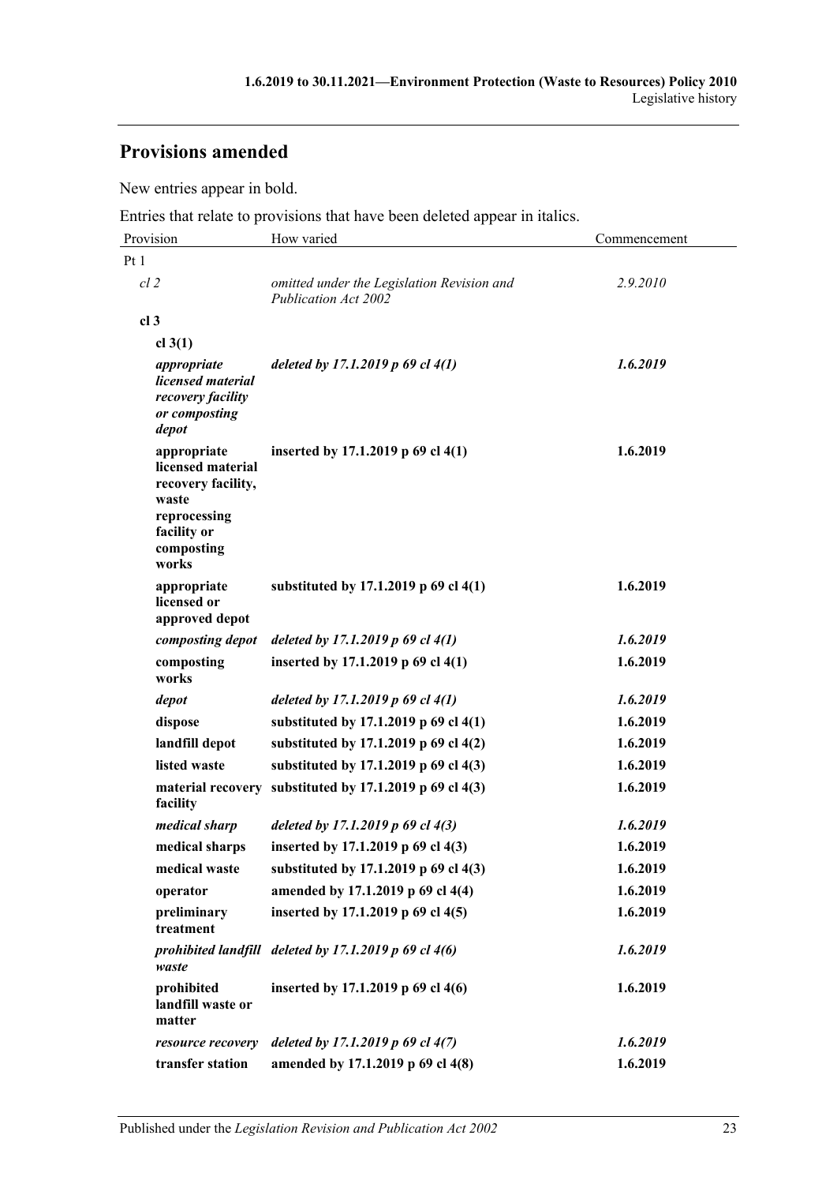## Provisions amended

New entries appear in bold.

Entries that relate to provisions that have been deleted appear in italics.

| Provision | How varied | Commencement |
|---|---|---|
| Pt 1 | | |
| *cl 2* | *omitted under the Legislation Revision and Publication Act 2002* | *2.9.2010* |
| **cl 3** | | |
| **cl 3(1)** | | |
| ***appropriate licensed material recovery facility or composting depot*** | ***deleted by 17.1.2019 p 69 cl 4(1)*** | ***1.6.2019*** |
| **appropriate licensed material recovery facility, waste reprocessing facility or composting works** | **inserted by 17.1.2019 p 69 cl 4(1)** | **1.6.2019** |
| **appropriate licensed or approved depot** | **substituted by 17.1.2019 p 69 cl 4(1)** | **1.6.2019** |
| ***composting depot*** | ***deleted by 17.1.2019 p 69 cl 4(1)*** | ***1.6.2019*** |
| **composting works** | **inserted by 17.1.2019 p 69 cl 4(1)** | **1.6.2019** |
| ***depot*** | ***deleted by 17.1.2019 p 69 cl 4(1)*** | ***1.6.2019*** |
| **dispose** | **substituted by 17.1.2019 p 69 cl 4(1)** | **1.6.2019** |
| **landfill depot** | **substituted by 17.1.2019 p 69 cl 4(2)** | **1.6.2019** |
| **listed waste** | **substituted by 17.1.2019 p 69 cl 4(3)** | **1.6.2019** |
| **material recovery facility** | **substituted by 17.1.2019 p 69 cl 4(3)** | **1.6.2019** |
| ***medical sharp*** | ***deleted by 17.1.2019 p 69 cl 4(3)*** | ***1.6.2019*** |
| **medical sharps** | **inserted by 17.1.2019 p 69 cl 4(3)** | **1.6.2019** |
| **medical waste** | **substituted by 17.1.2019 p 69 cl 4(3)** | **1.6.2019** |
| **operator** | **amended by 17.1.2019 p 69 cl 4(4)** | **1.6.2019** |
| **preliminary treatment** | **inserted by 17.1.2019 p 69 cl 4(5)** | **1.6.2019** |
| ***prohibited landfill waste*** | ***deleted by 17.1.2019 p 69 cl 4(6)*** | ***1.6.2019*** |
| **prohibited landfill waste or matter** | **inserted by 17.1.2019 p 69 cl 4(6)** | **1.6.2019** |
| ***resource recovery*** | ***deleted by 17.1.2019 p 69 cl 4(7)*** | ***1.6.2019*** |
| **transfer station** | **amended by 17.1.2019 p 69 cl 4(8)** | **1.6.2019** |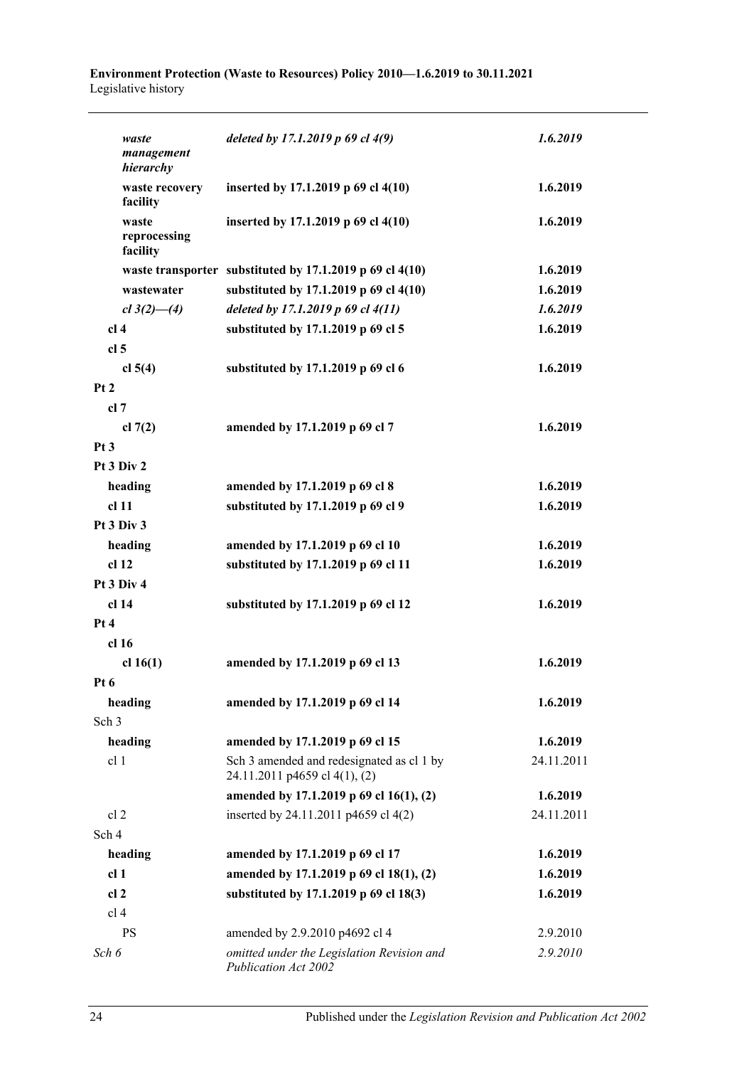| Provision | How varied | Commencement |
|---|---|---|
| *waste management hierarchy* | *deleted by 17.1.2019 p 69 cl 4(9)* | *1.6.2019* |
| **waste recovery facility** | **inserted by 17.1.2019 p 69 cl 4(10)** | **1.6.2019** |
| **waste reprocessing facility** | **inserted by 17.1.2019 p 69 cl 4(10)** | **1.6.2019** |
| **waste transporter** | **substituted by 17.1.2019 p 69 cl 4(10)** | **1.6.2019** |
| **wastewater** | **substituted by 17.1.2019 p 69 cl 4(10)** | **1.6.2019** |
| *cl 3(2)—(4)* | *deleted by 17.1.2019 p 69 cl 4(11)* | *1.6.2019* |
| **cl 4** | **substituted by 17.1.2019 p 69 cl 5** | **1.6.2019** |
| **cl 5** | | |
| **cl 5(4)** | **substituted by 17.1.2019 p 69 cl 6** | **1.6.2019** |
| **Pt 2** | | |
| **cl 7** | | |
| **cl 7(2)** | **amended by 17.1.2019 p 69 cl 7** | **1.6.2019** |
| **Pt 3** | | |
| **Pt 3 Div 2** | | |
| **heading** | **amended by 17.1.2019 p 69 cl 8** | **1.6.2019** |
| **cl 11** | **substituted by 17.1.2019 p 69 cl 9** | **1.6.2019** |
| **Pt 3 Div 3** | | |
| **heading** | **amended by 17.1.2019 p 69 cl 10** | **1.6.2019** |
| **cl 12** | **substituted by 17.1.2019 p 69 cl 11** | **1.6.2019** |
| **Pt 3 Div 4** | | |
| **cl 14** | **substituted by 17.1.2019 p 69 cl 12** | **1.6.2019** |
| **Pt 4** | | |
| **cl 16** | | |
| **cl 16(1)** | **amended by 17.1.2019 p 69 cl 13** | **1.6.2019** |
| **Pt 6** | | |
| **heading** | **amended by 17.1.2019 p 69 cl 14** | **1.6.2019** |
| Sch 3 | | |
| **heading** | **amended by 17.1.2019 p 69 cl 15** | **1.6.2019** |
| cl 1 | Sch 3 amended and redesignated as cl 1 by 24.11.2011 p4659 cl 4(1), (2) | 24.11.2011 |
| | **amended by 17.1.2019 p 69 cl 16(1), (2)** | **1.6.2019** |
| cl 2 | inserted by 24.11.2011 p4659 cl 4(2) | 24.11.2011 |
| Sch 4 | | |
| **heading** | **amended by 17.1.2019 p 69 cl 17** | **1.6.2019** |
| **cl 1** | **amended by 17.1.2019 p 69 cl 18(1), (2)** | **1.6.2019** |
| **cl 2** | **substituted by 17.1.2019 p 69 cl 18(3)** | **1.6.2019** |
| cl 4 | | |
| PS | amended by 2.9.2010 p4692 cl 4 | 2.9.2010 |
| *Sch 6* | *omitted under the Legislation Revision and Publication Act 2002* | *2.9.2010* |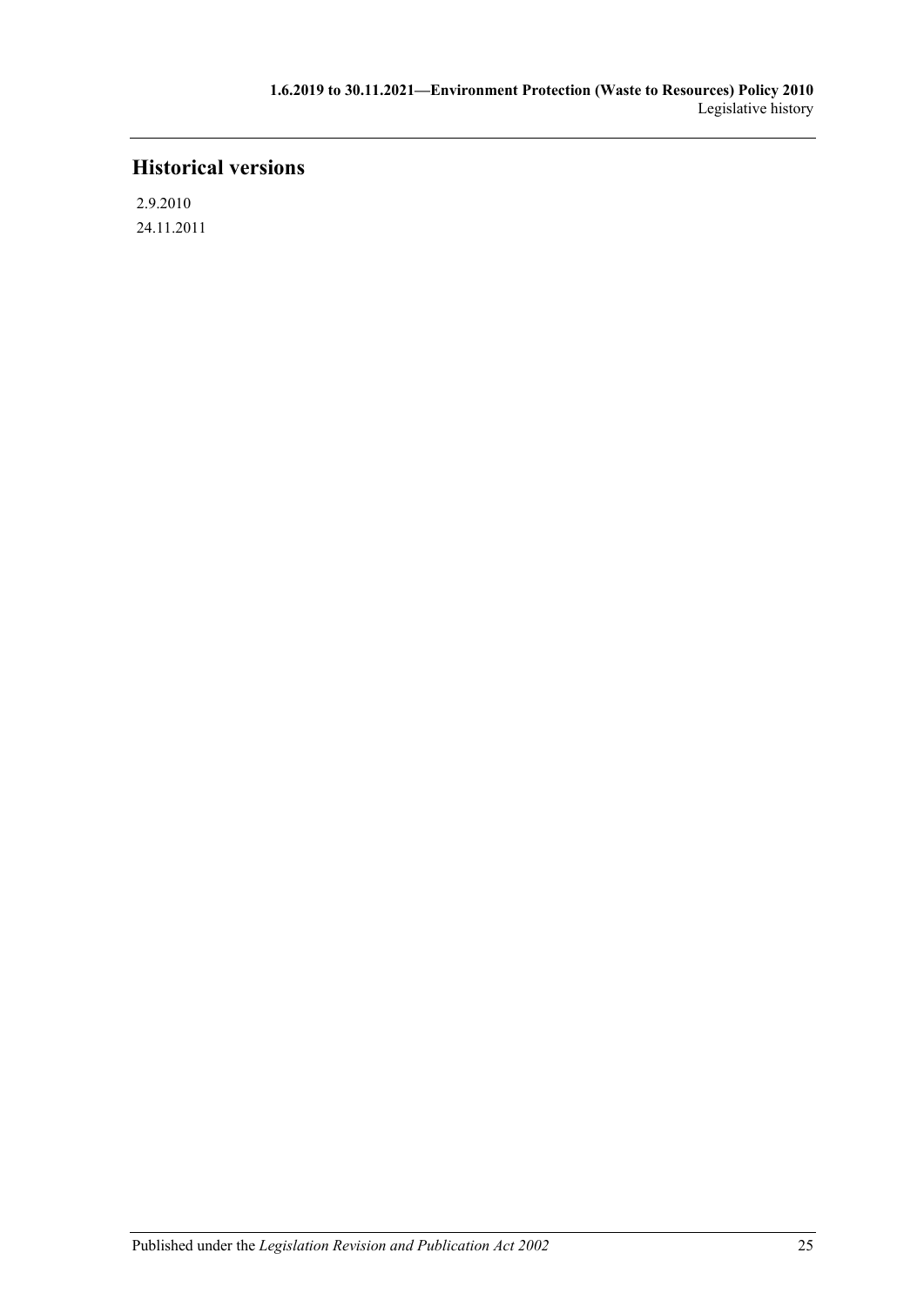## Historical versions

2.9.2010

24.11.2011